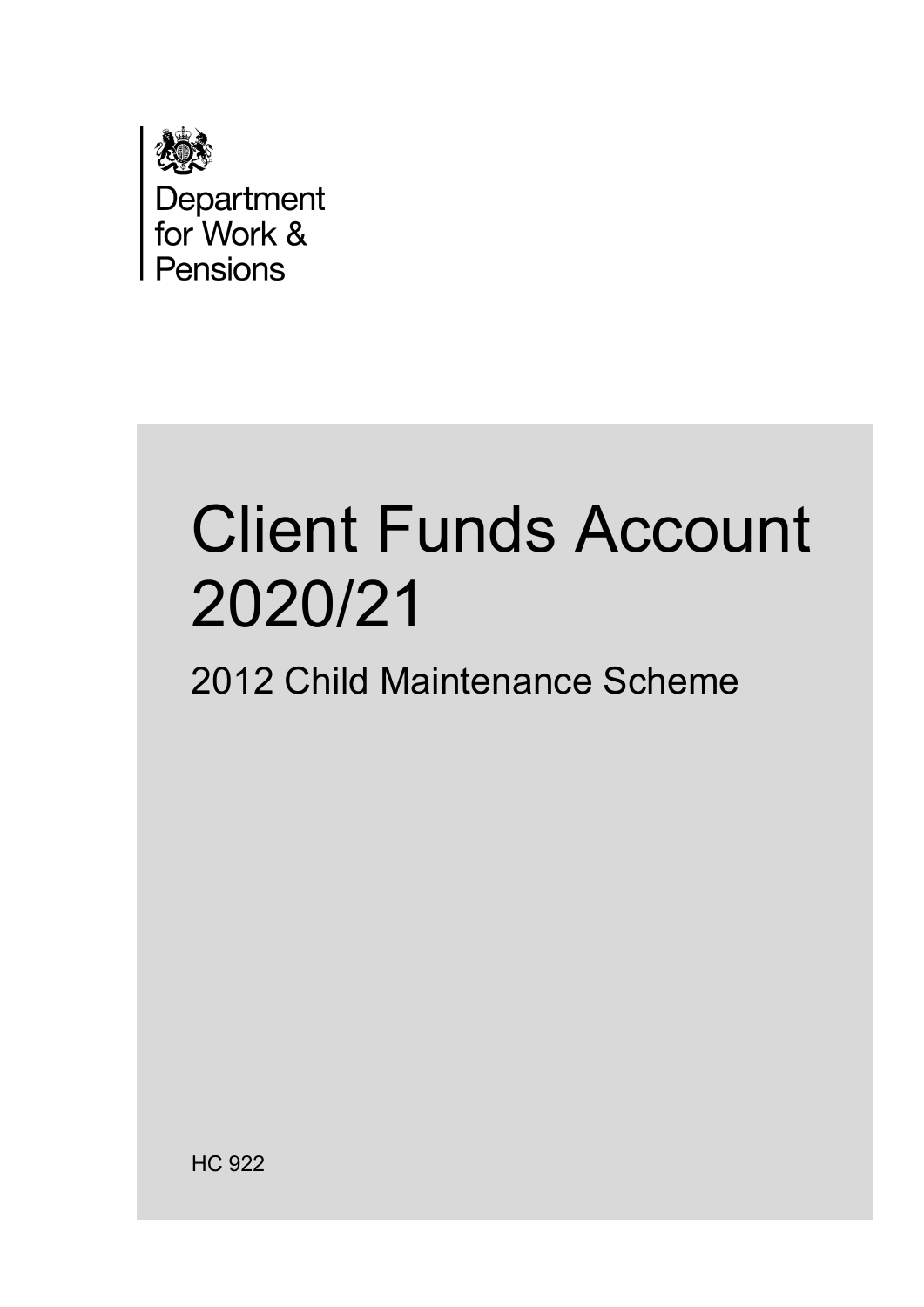Department for Work & Pensions

# Client Funds Account 2020/21

## 2012 Child Maintenance Scheme

HC 922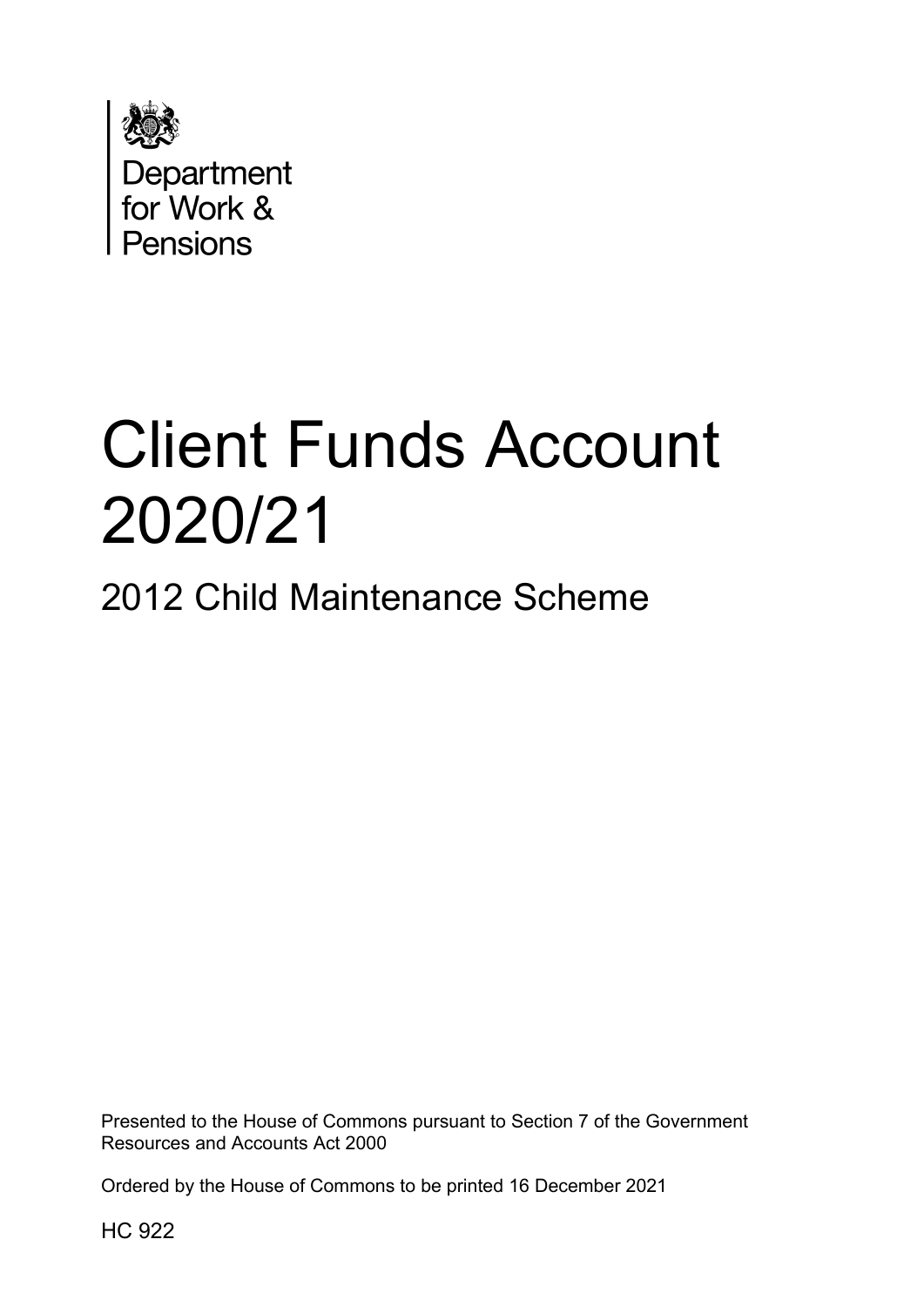Department for Work & Pensions

# Client Funds Account 2020/21

## 2012 Child Maintenance Scheme

Presented to the House of Commons pursuant to Section 7 of the Government Resources and Accounts Act 2000

Ordered by the House of Commons to be printed 16 December 2021

HC 922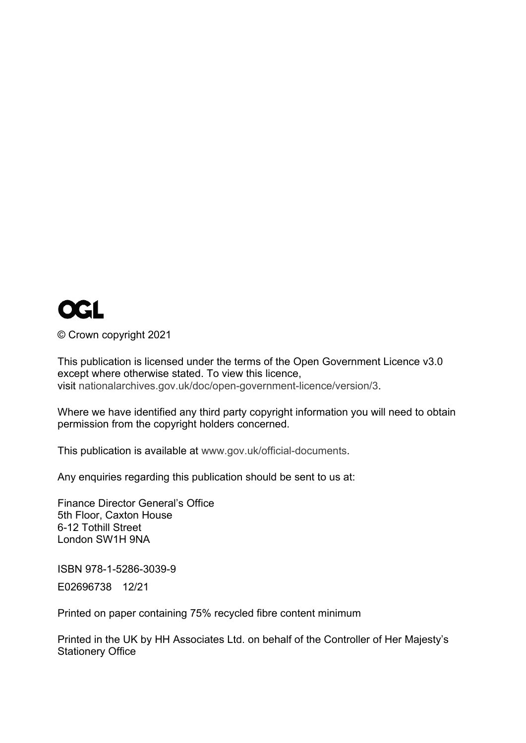OGL

© Crown copyright 2021

This publication is licensed under the terms of the Open Government Licence v3.0 except where otherwise stated. To view this licence, visit nationalarchives.gov.uk/doc/open-government-licence/version/3.

Where we have identified any third party copyright information you will need to obtain permission from the copyright holders concerned.

This publication is available at www.gov.uk/official-documents.

Any enquiries regarding this publication should be sent to us at:

Finance Director General's Office
5th Floor, Caxton House
6-12 Tothill Street
London SW1H 9NA

ISBN 978-1-5286-3039-9

E02696738 12/21

Printed on paper containing 75% recycled fibre content minimum

Printed in the UK by HH Associates Ltd. on behalf of the Controller of Her Majesty's Stationery Office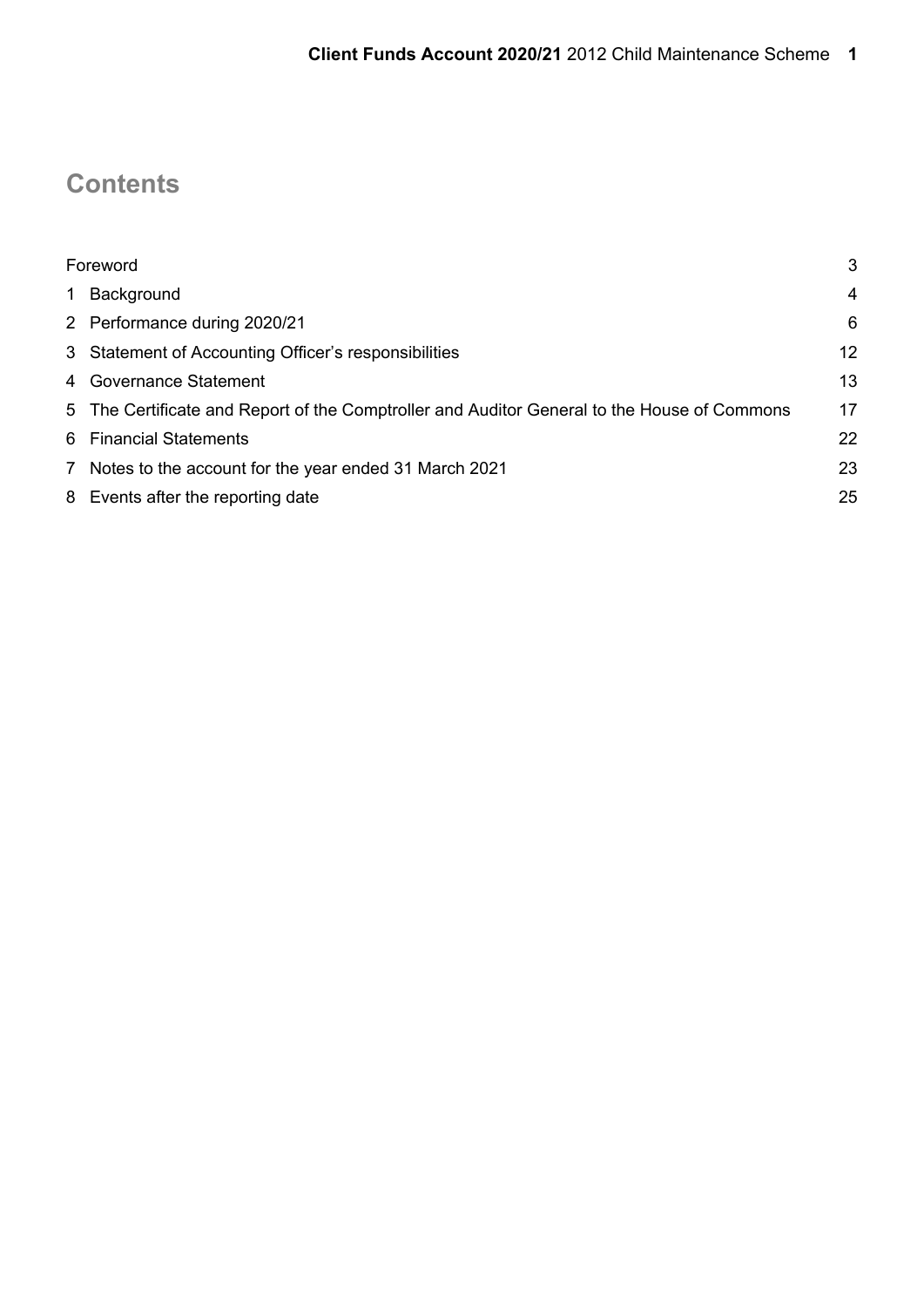# Contents

| | |
|---|---|
| Foreword | 3 |
| 1 Background | 4 |
| 2 Performance during 2020/21 | 6 |
| 3 Statement of Accounting Officer's responsibilities | 12 |
| 4 Governance Statement | 13 |
| 5 The Certificate and Report of the Comptroller and Auditor General to the House of Commons | 17 |
| 6 Financial Statements | 22 |
| 7 Notes to the account for the year ended 31 March 2021 | 23 |
| 8 Events after the reporting date | 25 |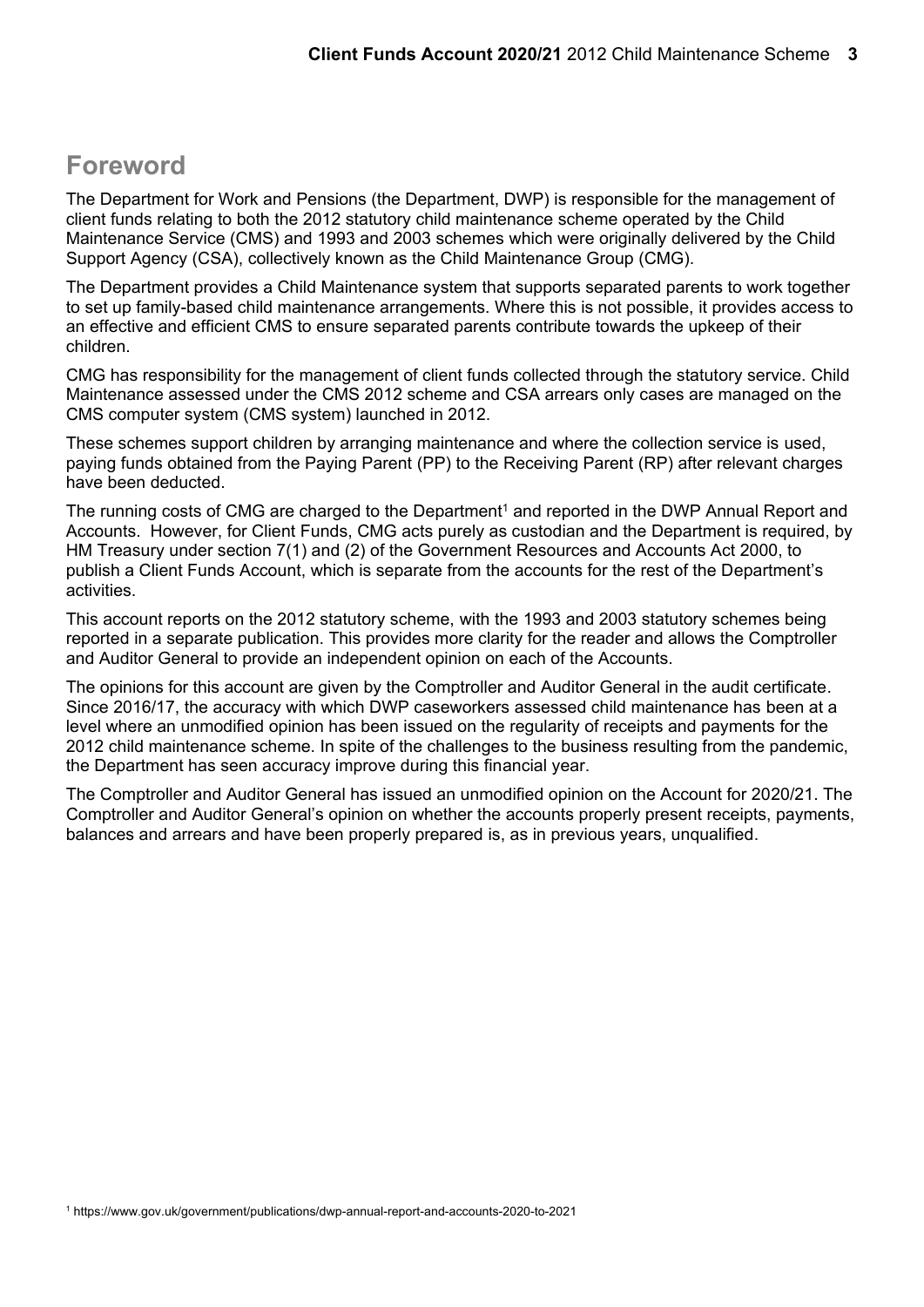# Foreword

The Department for Work and Pensions (the Department, DWP) is responsible for the management of client funds relating to both the 2012 statutory child maintenance scheme operated by the Child Maintenance Service (CMS) and 1993 and 2003 schemes which were originally delivered by the Child Support Agency (CSA), collectively known as the Child Maintenance Group (CMG).

The Department provides a Child Maintenance system that supports separated parents to work together to set up family-based child maintenance arrangements. Where this is not possible, it provides access to an effective and efficient CMS to ensure separated parents contribute towards the upkeep of their children.

CMG has responsibility for the management of client funds collected through the statutory service. Child Maintenance assessed under the CMS 2012 scheme and CSA arrears only cases are managed on the CMS computer system (CMS system) launched in 2012.

These schemes support children by arranging maintenance and where the collection service is used, paying funds obtained from the Paying Parent (PP) to the Receiving Parent (RP) after relevant charges have been deducted.

The running costs of CMG are charged to the Department[1] and reported in the DWP Annual Report and Accounts. However, for Client Funds, CMG acts purely as custodian and the Department is required, by HM Treasury under section 7(1) and (2) of the Government Resources and Accounts Act 2000, to publish a Client Funds Account, which is separate from the accounts for the rest of the Department's activities.

This account reports on the 2012 statutory scheme, with the 1993 and 2003 statutory schemes being reported in a separate publication. This provides more clarity for the reader and allows the Comptroller and Auditor General to provide an independent opinion on each of the Accounts.

The opinions for this account are given by the Comptroller and Auditor General in the audit certificate. Since 2016/17, the accuracy with which DWP caseworkers assessed child maintenance has been at a level where an unmodified opinion has been issued on the regularity of receipts and payments for the 2012 child maintenance scheme. In spite of the challenges to the business resulting from the pandemic, the Department has seen accuracy improve during this financial year.

The Comptroller and Auditor General has issued an unmodified opinion on the Account for 2020/21. The Comptroller and Auditor General's opinion on whether the accounts properly present receipts, payments, balances and arrears and have been properly prepared is, as in previous years, unqualified.

[1] https://www.gov.uk/government/publications/dwp-annual-report-and-accounts-2020-to-2021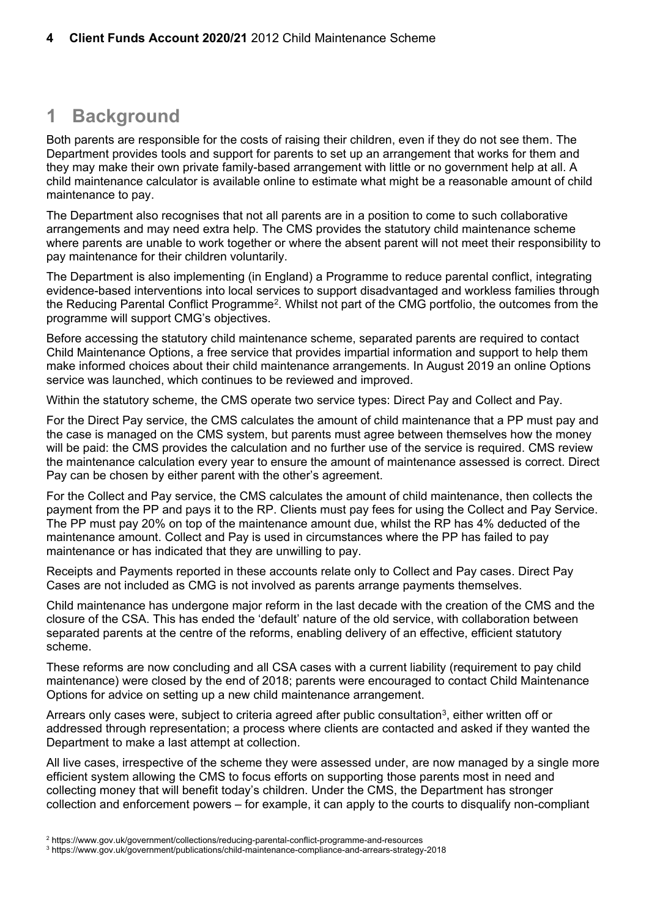# 1 Background

Both parents are responsible for the costs of raising their children, even if they do not see them. The Department provides tools and support for parents to set up an arrangement that works for them and they may make their own private family-based arrangement with little or no government help at all. A child maintenance calculator is available online to estimate what might be a reasonable amount of child maintenance to pay.

The Department also recognises that not all parents are in a position to come to such collaborative arrangements and may need extra help. The CMS provides the statutory child maintenance scheme where parents are unable to work together or where the absent parent will not meet their responsibility to pay maintenance for their children voluntarily.

The Department is also implementing (in England) a Programme to reduce parental conflict, integrating evidence-based interventions into local services to support disadvantaged and workless families through the Reducing Parental Conflict Programme[2]. Whilst not part of the CMG portfolio, the outcomes from the programme will support CMG's objectives.

Before accessing the statutory child maintenance scheme, separated parents are required to contact Child Maintenance Options, a free service that provides impartial information and support to help them make informed choices about their child maintenance arrangements. In August 2019 an online Options service was launched, which continues to be reviewed and improved.

Within the statutory scheme, the CMS operate two service types: Direct Pay and Collect and Pay.

For the Direct Pay service, the CMS calculates the amount of child maintenance that a PP must pay and the case is managed on the CMS system, but parents must agree between themselves how the money will be paid: the CMS provides the calculation and no further use of the service is required. CMS review the maintenance calculation every year to ensure the amount of maintenance assessed is correct. Direct Pay can be chosen by either parent with the other's agreement.

For the Collect and Pay service, the CMS calculates the amount of child maintenance, then collects the payment from the PP and pays it to the RP. Clients must pay fees for using the Collect and Pay Service. The PP must pay 20% on top of the maintenance amount due, whilst the RP has 4% deducted of the maintenance amount. Collect and Pay is used in circumstances where the PP has failed to pay maintenance or has indicated that they are unwilling to pay.

Receipts and Payments reported in these accounts relate only to Collect and Pay cases. Direct Pay Cases are not included as CMG is not involved as parents arrange payments themselves.

Child maintenance has undergone major reform in the last decade with the creation of the CMS and the closure of the CSA. This has ended the 'default' nature of the old service, with collaboration between separated parents at the centre of the reforms, enabling delivery of an effective, efficient statutory scheme.

These reforms are now concluding and all CSA cases with a current liability (requirement to pay child maintenance) were closed by the end of 2018; parents were encouraged to contact Child Maintenance Options for advice on setting up a new child maintenance arrangement.

Arrears only cases were, subject to criteria agreed after public consultation[3], either written off or addressed through representation; a process where clients are contacted and asked if they wanted the Department to make a last attempt at collection.

All live cases, irrespective of the scheme they were assessed under, are now managed by a single more efficient system allowing the CMS to focus efforts on supporting those parents most in need and collecting money that will benefit today's children. Under the CMS, the Department has stronger collection and enforcement powers – for example, it can apply to the courts to disqualify non-compliant

[2] https://www.gov.uk/government/collections/reducing-parental-conflict-programme-and-resources

[3] https://www.gov.uk/government/publications/child-maintenance-compliance-and-arrears-strategy-2018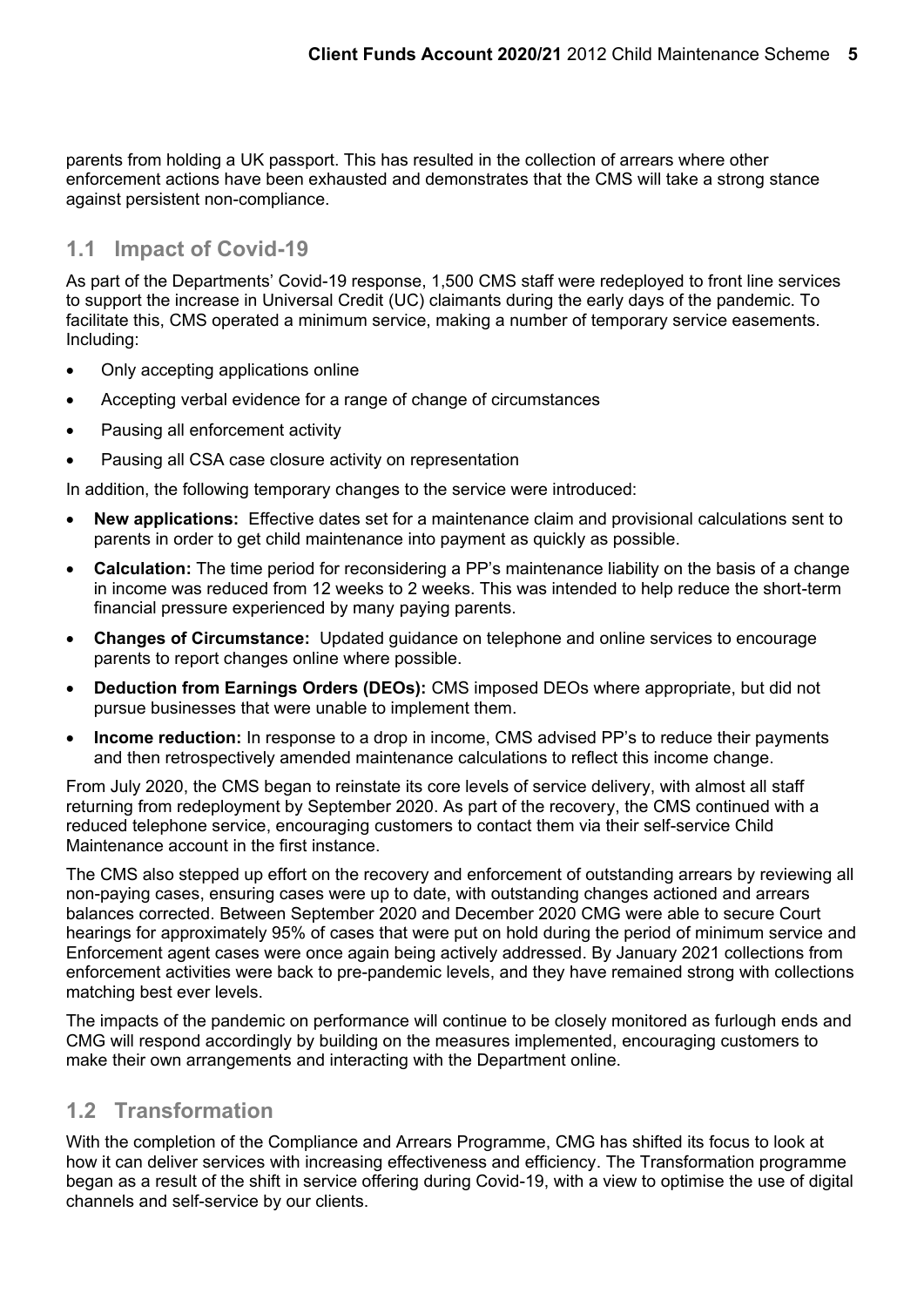parents from holding a UK passport. This has resulted in the collection of arrears where other enforcement actions have been exhausted and demonstrates that the CMS will take a strong stance against persistent non-compliance.

## 1.1 Impact of Covid-19

As part of the Departments' Covid-19 response, 1,500 CMS staff were redeployed to front line services to support the increase in Universal Credit (UC) claimants during the early days of the pandemic. To facilitate this, CMS operated a minimum service, making a number of temporary service easements. Including:

- Only accepting applications online
- Accepting verbal evidence for a range of change of circumstances
- Pausing all enforcement activity
- Pausing all CSA case closure activity on representation

In addition, the following temporary changes to the service were introduced:

- **New applications:** Effective dates set for a maintenance claim and provisional calculations sent to parents in order to get child maintenance into payment as quickly as possible.
- **Calculation:** The time period for reconsidering a PP's maintenance liability on the basis of a change in income was reduced from 12 weeks to 2 weeks. This was intended to help reduce the short-term financial pressure experienced by many paying parents.
- **Changes of Circumstance:** Updated guidance on telephone and online services to encourage parents to report changes online where possible.
- **Deduction from Earnings Orders (DEOs):** CMS imposed DEOs where appropriate, but did not pursue businesses that were unable to implement them.
- **Income reduction:** In response to a drop in income, CMS advised PP's to reduce their payments and then retrospectively amended maintenance calculations to reflect this income change.

From July 2020, the CMS began to reinstate its core levels of service delivery, with almost all staff returning from redeployment by September 2020. As part of the recovery, the CMS continued with a reduced telephone service, encouraging customers to contact them via their self-service Child Maintenance account in the first instance.

The CMS also stepped up effort on the recovery and enforcement of outstanding arrears by reviewing all non-paying cases, ensuring cases were up to date, with outstanding changes actioned and arrears balances corrected. Between September 2020 and December 2020 CMG were able to secure Court hearings for approximately 95% of cases that were put on hold during the period of minimum service and Enforcement agent cases were once again being actively addressed. By January 2021 collections from enforcement activities were back to pre-pandemic levels, and they have remained strong with collections matching best ever levels.

The impacts of the pandemic on performance will continue to be closely monitored as furlough ends and CMG will respond accordingly by building on the measures implemented, encouraging customers to make their own arrangements and interacting with the Department online.

## 1.2 Transformation

With the completion of the Compliance and Arrears Programme, CMG has shifted its focus to look at how it can deliver services with increasing effectiveness and efficiency. The Transformation programme began as a result of the shift in service offering during Covid-19, with a view to optimise the use of digital channels and self-service by our clients.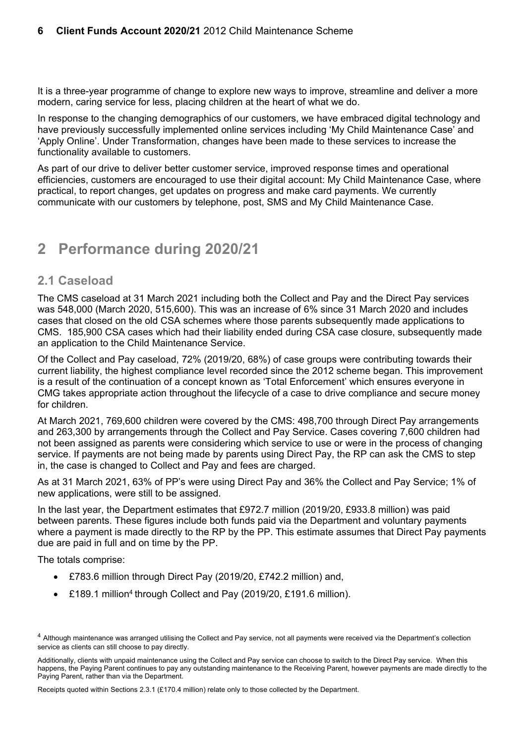It is a three-year programme of change to explore new ways to improve, streamline and deliver a more modern, caring service for less, placing children at the heart of what we do.

In response to the changing demographics of our customers, we have embraced digital technology and have previously successfully implemented online services including 'My Child Maintenance Case' and 'Apply Online'. Under Transformation, changes have been made to these services to increase the functionality available to customers.

As part of our drive to deliver better customer service, improved response times and operational efficiencies, customers are encouraged to use their digital account: My Child Maintenance Case, where practical, to report changes, get updates on progress and make card payments. We currently communicate with our customers by telephone, post, SMS and My Child Maintenance Case.

# 2 Performance during 2020/21

## 2.1 Caseload

The CMS caseload at 31 March 2021 including both the Collect and Pay and the Direct Pay services was 548,000 (March 2020, 515,600). This was an increase of 6% since 31 March 2020 and includes cases that closed on the old CSA schemes where those parents subsequently made applications to CMS. 185,900 CSA cases which had their liability ended during CSA case closure, subsequently made an application to the Child Maintenance Service.

Of the Collect and Pay caseload, 72% (2019/20, 68%) of case groups were contributing towards their current liability, the highest compliance level recorded since the 2012 scheme began. This improvement is a result of the continuation of a concept known as 'Total Enforcement' which ensures everyone in CMG takes appropriate action throughout the lifecycle of a case to drive compliance and secure money for children.

At March 2021, 769,600 children were covered by the CMS: 498,700 through Direct Pay arrangements and 263,300 by arrangements through the Collect and Pay Service. Cases covering 7,600 children had not been assigned as parents were considering which service to use or were in the process of changing service. If payments are not being made by parents using Direct Pay, the RP can ask the CMS to step in, the case is changed to Collect and Pay and fees are charged.

As at 31 March 2021, 63% of PP's were using Direct Pay and 36% the Collect and Pay Service; 1% of new applications, were still to be assigned.

In the last year, the Department estimates that £972.7 million (2019/20, £933.8 million) was paid between parents. These figures include both funds paid via the Department and voluntary payments where a payment is made directly to the RP by the PP. This estimate assumes that Direct Pay payments due are paid in full and on time by the PP.

The totals comprise:

- £783.6 million through Direct Pay (2019/20, £742.2 million) and,
- £189.1 million[4] through Collect and Pay (2019/20, £191.6 million).

[4] Although maintenance was arranged utilising the Collect and Pay service, not all payments were received via the Department's collection service as clients can still choose to pay directly.

Additionally, clients with unpaid maintenance using the Collect and Pay service can choose to switch to the Direct Pay service. When this happens, the Paying Parent continues to pay any outstanding maintenance to the Receiving Parent, however payments are made directly to the Paying Parent, rather than via the Department.

Receipts quoted within Sections 2.3.1 (£170.4 million) relate only to those collected by the Department.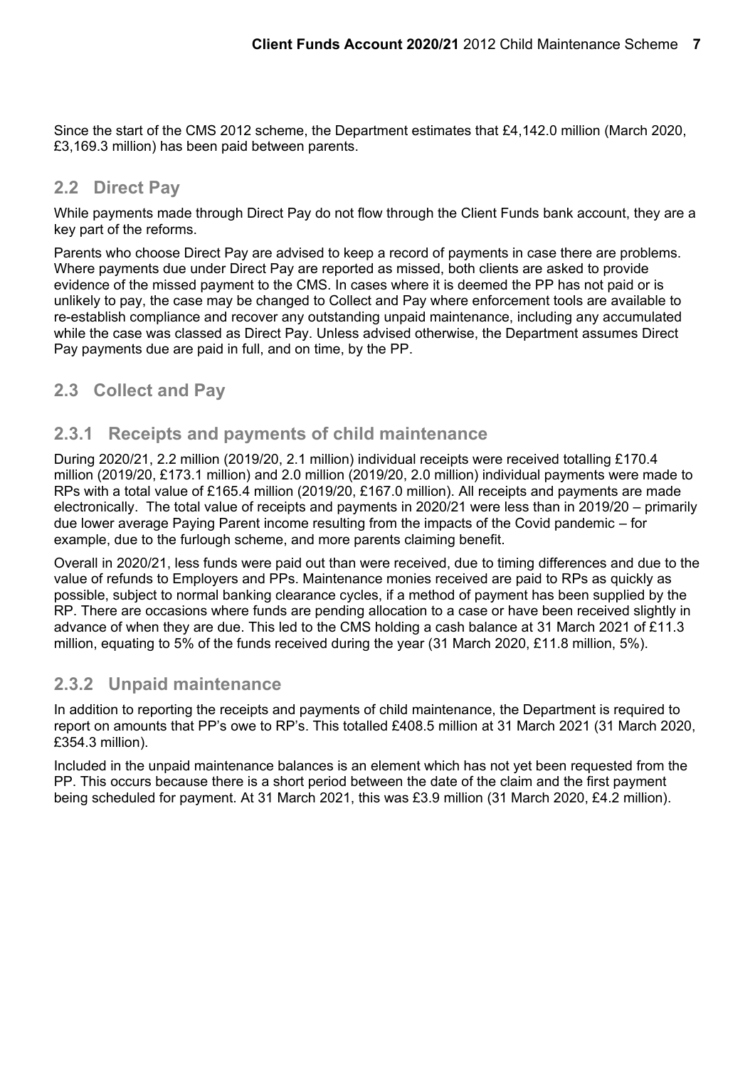Since the start of the CMS 2012 scheme, the Department estimates that £4,142.0 million (March 2020, £3,169.3 million) has been paid between parents.

## 2.2 Direct Pay

While payments made through Direct Pay do not flow through the Client Funds bank account, they are a key part of the reforms.

Parents who choose Direct Pay are advised to keep a record of payments in case there are problems. Where payments due under Direct Pay are reported as missed, both clients are asked to provide evidence of the missed payment to the CMS. In cases where it is deemed the PP has not paid or is unlikely to pay, the case may be changed to Collect and Pay where enforcement tools are available to re-establish compliance and recover any outstanding unpaid maintenance, including any accumulated while the case was classed as Direct Pay. Unless advised otherwise, the Department assumes Direct Pay payments due are paid in full, and on time, by the PP.

## 2.3 Collect and Pay

### 2.3.1 Receipts and payments of child maintenance

During 2020/21, 2.2 million (2019/20, 2.1 million) individual receipts were received totalling £170.4 million (2019/20, £173.1 million) and 2.0 million (2019/20, 2.0 million) individual payments were made to RPs with a total value of £165.4 million (2019/20, £167.0 million). All receipts and payments are made electronically. The total value of receipts and payments in 2020/21 were less than in 2019/20 – primarily due lower average Paying Parent income resulting from the impacts of the Covid pandemic – for example, due to the furlough scheme, and more parents claiming benefit.

Overall in 2020/21, less funds were paid out than were received, due to timing differences and due to the value of refunds to Employers and PPs. Maintenance monies received are paid to RPs as quickly as possible, subject to normal banking clearance cycles, if a method of payment has been supplied by the RP. There are occasions where funds are pending allocation to a case or have been received slightly in advance of when they are due. This led to the CMS holding a cash balance at 31 March 2021 of £11.3 million, equating to 5% of the funds received during the year (31 March 2020, £11.8 million, 5%).

### 2.3.2 Unpaid maintenance

In addition to reporting the receipts and payments of child maintenance, the Department is required to report on amounts that PP's owe to RP's. This totalled £408.5 million at 31 March 2021 (31 March 2020, £354.3 million).

Included in the unpaid maintenance balances is an element which has not yet been requested from the PP. This occurs because there is a short period between the date of the claim and the first payment being scheduled for payment. At 31 March 2021, this was £3.9 million (31 March 2020, £4.2 million).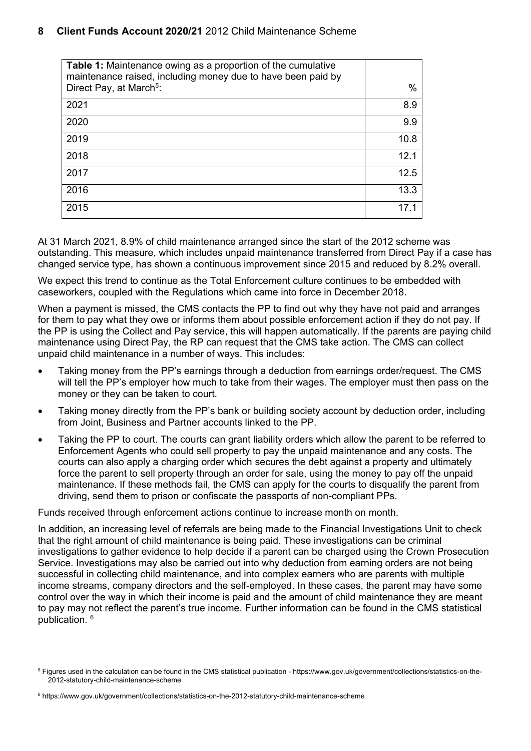| Table 1: Maintenance owing as a proportion of the cumulative maintenance raised, including money due to have been paid by Direct Pay, at March[5]: | % |
| --- | --- |
| 2021 | 8.9 |
| 2020 | 9.9 |
| 2019 | 10.8 |
| 2018 | 12.1 |
| 2017 | 12.5 |
| 2016 | 13.3 |
| 2015 | 17.1 |

At 31 March 2021, 8.9% of child maintenance arranged since the start of the 2012 scheme was outstanding. This measure, which includes unpaid maintenance transferred from Direct Pay if a case has changed service type, has shown a continuous improvement since 2015 and reduced by 8.2% overall.

We expect this trend to continue as the Total Enforcement culture continues to be embedded with caseworkers, coupled with the Regulations which came into force in December 2018.

When a payment is missed, the CMS contacts the PP to find out why they have not paid and arranges for them to pay what they owe or informs them about possible enforcement action if they do not pay. If the PP is using the Collect and Pay service, this will happen automatically. If the parents are paying child maintenance using Direct Pay, the RP can request that the CMS take action. The CMS can collect unpaid child maintenance in a number of ways. This includes:

- Taking money from the PP's earnings through a deduction from earnings order/request. The CMS will tell the PP's employer how much to take from their wages. The employer must then pass on the money or they can be taken to court.
- Taking money directly from the PP's bank or building society account by deduction order, including from Joint, Business and Partner accounts linked to the PP.
- Taking the PP to court. The courts can grant liability orders which allow the parent to be referred to Enforcement Agents who could sell property to pay the unpaid maintenance and any costs. The courts can also apply a charging order which secures the debt against a property and ultimately force the parent to sell property through an order for sale, using the money to pay off the unpaid maintenance. If these methods fail, the CMS can apply for the courts to disqualify the parent from driving, send them to prison or confiscate the passports of non-compliant PPs.

Funds received through enforcement actions continue to increase month on month.

In addition, an increasing level of referrals are being made to the Financial Investigations Unit to check that the right amount of child maintenance is being paid. These investigations can be criminal investigations to gather evidence to help decide if a parent can be charged using the Crown Prosecution Service. Investigations may also be carried out into why deduction from earning orders are not being successful in collecting child maintenance, and into complex earners who are parents with multiple income streams, company directors and the self-employed. In these cases, the parent may have some control over the way in which their income is paid and the amount of child maintenance they are meant to pay may not reflect the parent's true income. Further information can be found in the CMS statistical publication. [6]

[5] Figures used in the calculation can be found in the CMS statistical publication - https://www.gov.uk/government/collections/statistics-on-the-2012-statutory-child-maintenance-scheme

[6] https://www.gov.uk/government/collections/statistics-on-the-2012-statutory-child-maintenance-scheme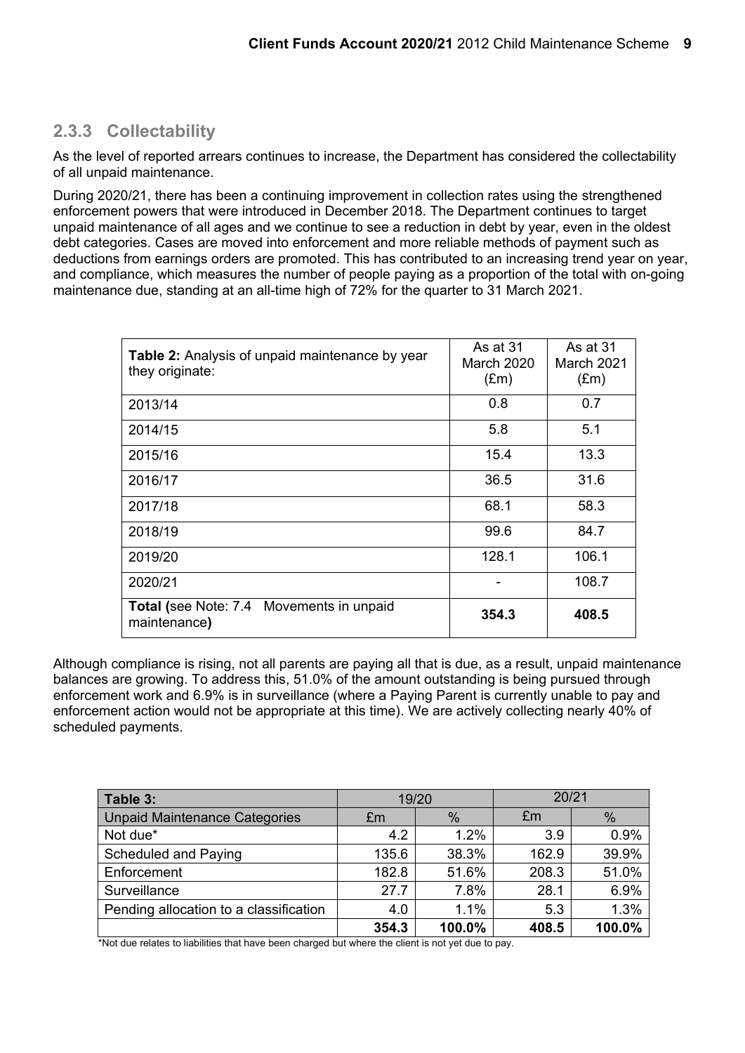## 2.3.3 Collectability

As the level of reported arrears continues to increase, the Department has considered the collectability of all unpaid maintenance.

During 2020/21, there has been a continuing improvement in collection rates using the strengthened enforcement powers that were introduced in December 2018. The Department continues to target unpaid maintenance of all ages and we continue to see a reduction in debt by year, even in the oldest debt categories. Cases are moved into enforcement and more reliable methods of payment such as deductions from earnings orders are promoted. This has contributed to an increasing trend year on year, and compliance, which measures the number of people paying as a proportion of the total with on-going maintenance due, standing at an all-time high of 72% for the quarter to 31 March 2021.

| **Table 2:** Analysis of unpaid maintenance by year they originate: | As at 31 March 2020 (£m) | As at 31 March 2021 (£m) |
|---|---|---|
| 2013/14 | 0.8 | 0.7 |
| 2014/15 | 5.8 | 5.1 |
| 2015/16 | 15.4 | 13.3 |
| 2016/17 | 36.5 | 31.6 |
| 2017/18 | 68.1 | 58.3 |
| 2018/19 | 99.6 | 84.7 |
| 2019/20 | 128.1 | 106.1 |
| 2020/21 | - | 108.7 |
| **Total (**see Note: 7.4 Movements in unpaid maintenance**)** | **354.3** | **408.5** |

Although compliance is rising, not all parents are paying all that is due, as a result, unpaid maintenance balances are growing. To address this, 51.0% of the amount outstanding is being pursued through enforcement work and 6.9% is in surveillance (where a Paying Parent is currently unable to pay and enforcement action would not be appropriate at this time). We are actively collecting nearly 40% of scheduled payments.

| **Table 3:** | 19/20 | | 20/21 | |
|---|---|---|---|---|
| Unpaid Maintenance Categories | £m | % | £m | % |
| Not due* | 4.2 | 1.2% | 3.9 | 0.9% |
| Scheduled and Paying | 135.6 | 38.3% | 162.9 | 39.9% |
| Enforcement | 182.8 | 51.6% | 208.3 | 51.0% |
| Surveillance | 27.7 | 7.8% | 28.1 | 6.9% |
| Pending allocation to a classification | 4.0 | 1.1% | 5.3 | 1.3% |
| | **354.3** | **100.0%** | **408.5** | **100.0%** |

*Not due relates to liabilities that have been charged but where the client is not yet due to pay.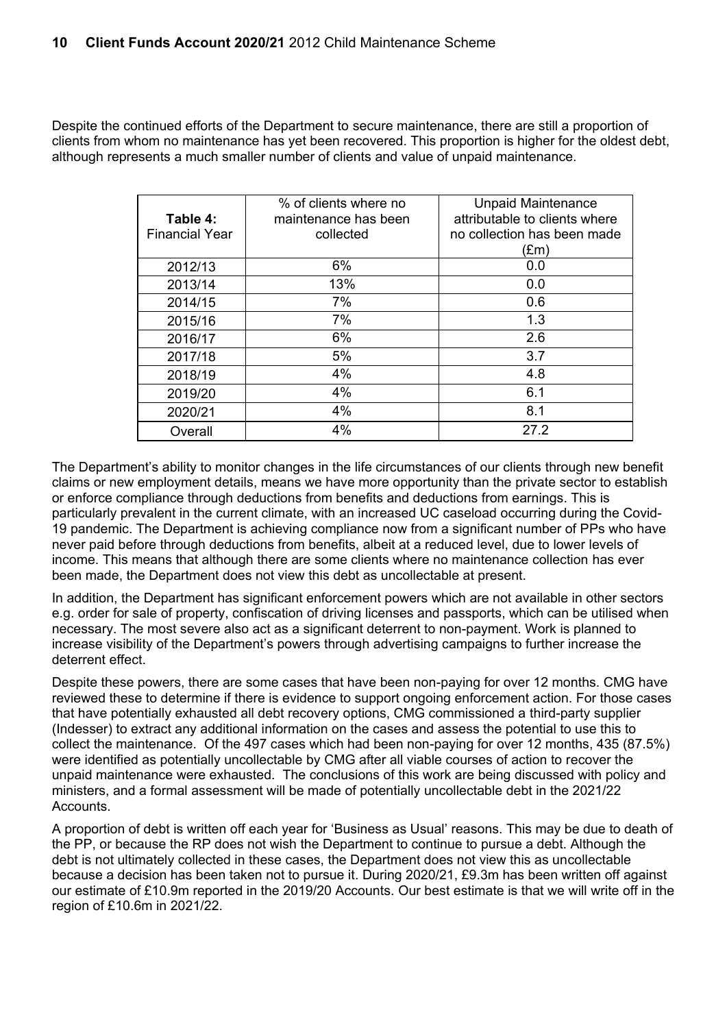Despite the continued efforts of the Department to secure maintenance, there are still a proportion of clients from whom no maintenance has yet been recovered. This proportion is higher for the oldest debt, although represents a much smaller number of clients and value of unpaid maintenance.

| **Table 4:** Financial Year | % of clients where no maintenance has been collected | Unpaid Maintenance attributable to clients where no collection has been made (£m) |
|---|---|---|
| 2012/13 | 6% | 0.0 |
| 2013/14 | 13% | 0.0 |
| 2014/15 | 7% | 0.6 |
| 2015/16 | 7% | 1.3 |
| 2016/17 | 6% | 2.6 |
| 2017/18 | 5% | 3.7 |
| 2018/19 | 4% | 4.8 |
| 2019/20 | 4% | 6.1 |
| 2020/21 | 4% | 8.1 |
| Overall | 4% | 27.2 |

The Department's ability to monitor changes in the life circumstances of our clients through new benefit claims or new employment details, means we have more opportunity than the private sector to establish or enforce compliance through deductions from benefits and deductions from earnings. This is particularly prevalent in the current climate, with an increased UC caseload occurring during the Covid-19 pandemic. The Department is achieving compliance now from a significant number of PPs who have never paid before through deductions from benefits, albeit at a reduced level, due to lower levels of income. This means that although there are some clients where no maintenance collection has ever been made, the Department does not view this debt as uncollectable at present.

In addition, the Department has significant enforcement powers which are not available in other sectors e.g. order for sale of property, confiscation of driving licenses and passports, which can be utilised when necessary. The most severe also act as a significant deterrent to non-payment. Work is planned to increase visibility of the Department's powers through advertising campaigns to further increase the deterrent effect.

Despite these powers, there are some cases that have been non-paying for over 12 months. CMG have reviewed these to determine if there is evidence to support ongoing enforcement action. For those cases that have potentially exhausted all debt recovery options, CMG commissioned a third-party supplier (Indesser) to extract any additional information on the cases and assess the potential to use this to collect the maintenance. Of the 497 cases which had been non-paying for over 12 months, 435 (87.5%) were identified as potentially uncollectable by CMG after all viable courses of action to recover the unpaid maintenance were exhausted. The conclusions of this work are being discussed with policy and ministers, and a formal assessment will be made of potentially uncollectable debt in the 2021/22 Accounts.

A proportion of debt is written off each year for 'Business as Usual' reasons. This may be due to death of the PP, or because the RP does not wish the Department to continue to pursue a debt. Although the debt is not ultimately collected in these cases, the Department does not view this as uncollectable because a decision has been taken not to pursue it. During 2020/21, £9.3m has been written off against our estimate of £10.9m reported in the 2019/20 Accounts. Our best estimate is that we will write off in the region of £10.6m in 2021/22.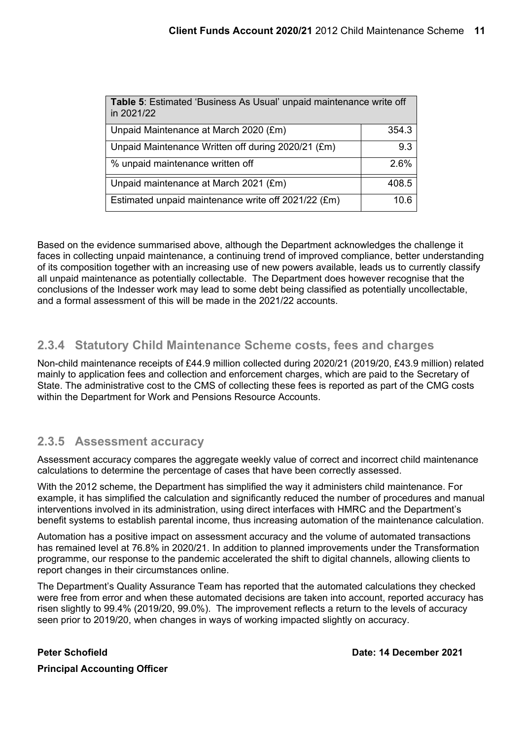| **Table 5**: Estimated 'Business As Usual' unpaid maintenance write off in 2021/22 | |
|---|---|
| Unpaid Maintenance at March 2020 (£m) | 354.3 |
| Unpaid Maintenance Written off during 2020/21 (£m) | 9.3 |
| % unpaid maintenance written off | 2.6% |
| Unpaid maintenance at March 2021 (£m) | 408.5 |
| Estimated unpaid maintenance write off 2021/22 (£m) | 10.6 |

Based on the evidence summarised above, although the Department acknowledges the challenge it faces in collecting unpaid maintenance, a continuing trend of improved compliance, better understanding of its composition together with an increasing use of new powers available, leads us to currently classify all unpaid maintenance as potentially collectable. The Department does however recognise that the conclusions of the Indesser work may lead to some debt being classified as potentially uncollectable, and a formal assessment of this will be made in the 2021/22 accounts.

## 2.3.4 Statutory Child Maintenance Scheme costs, fees and charges

Non-child maintenance receipts of £44.9 million collected during 2020/21 (2019/20, £43.9 million) related mainly to application fees and collection and enforcement charges, which are paid to the Secretary of State. The administrative cost to the CMS of collecting these fees is reported as part of the CMG costs within the Department for Work and Pensions Resource Accounts.

## 2.3.5 Assessment accuracy

Assessment accuracy compares the aggregate weekly value of correct and incorrect child maintenance calculations to determine the percentage of cases that have been correctly assessed.

With the 2012 scheme, the Department has simplified the way it administers child maintenance. For example, it has simplified the calculation and significantly reduced the number of procedures and manual interventions involved in its administration, using direct interfaces with HMRC and the Department's benefit systems to establish parental income, thus increasing automation of the maintenance calculation.

Automation has a positive impact on assessment accuracy and the volume of automated transactions has remained level at 76.8% in 2020/21. In addition to planned improvements under the Transformation programme, our response to the pandemic accelerated the shift to digital channels, allowing clients to report changes in their circumstances online.

The Department's Quality Assurance Team has reported that the automated calculations they checked were free from error and when these automated decisions are taken into account, reported accuracy has risen slightly to 99.4% (2019/20, 99.0%). The improvement reflects a return to the levels of accuracy seen prior to 2019/20, when changes in ways of working impacted slightly on accuracy.

**Peter Schofield** **Date: 14 December 2021**

**Principal Accounting Officer**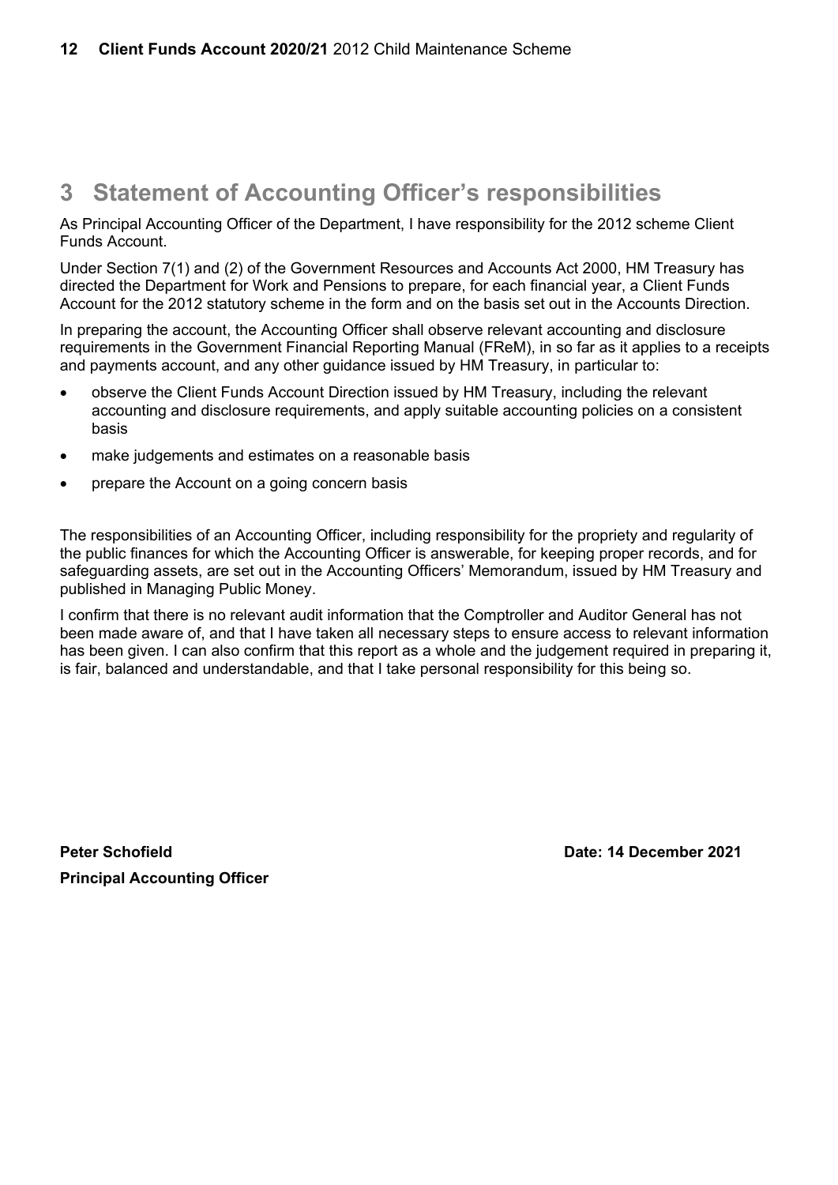# 3 Statement of Accounting Officer's responsibilities

As Principal Accounting Officer of the Department, I have responsibility for the 2012 scheme Client Funds Account.

Under Section 7(1) and (2) of the Government Resources and Accounts Act 2000, HM Treasury has directed the Department for Work and Pensions to prepare, for each financial year, a Client Funds Account for the 2012 statutory scheme in the form and on the basis set out in the Accounts Direction.

In preparing the account, the Accounting Officer shall observe relevant accounting and disclosure requirements in the Government Financial Reporting Manual (FReM), in so far as it applies to a receipts and payments account, and any other guidance issued by HM Treasury, in particular to:

- observe the Client Funds Account Direction issued by HM Treasury, including the relevant accounting and disclosure requirements, and apply suitable accounting policies on a consistent basis
- make judgements and estimates on a reasonable basis
- prepare the Account on a going concern basis

The responsibilities of an Accounting Officer, including responsibility for the propriety and regularity of the public finances for which the Accounting Officer is answerable, for keeping proper records, and for safeguarding assets, are set out in the Accounting Officers' Memorandum, issued by HM Treasury and published in Managing Public Money.

I confirm that there is no relevant audit information that the Comptroller and Auditor General has not been made aware of, and that I have taken all necessary steps to ensure access to relevant information has been given. I can also confirm that this report as a whole and the judgement required in preparing it, is fair, balanced and understandable, and that I take personal responsibility for this being so.

**Peter Schofield** **Date: 14 December 2021**

**Principal Accounting Officer**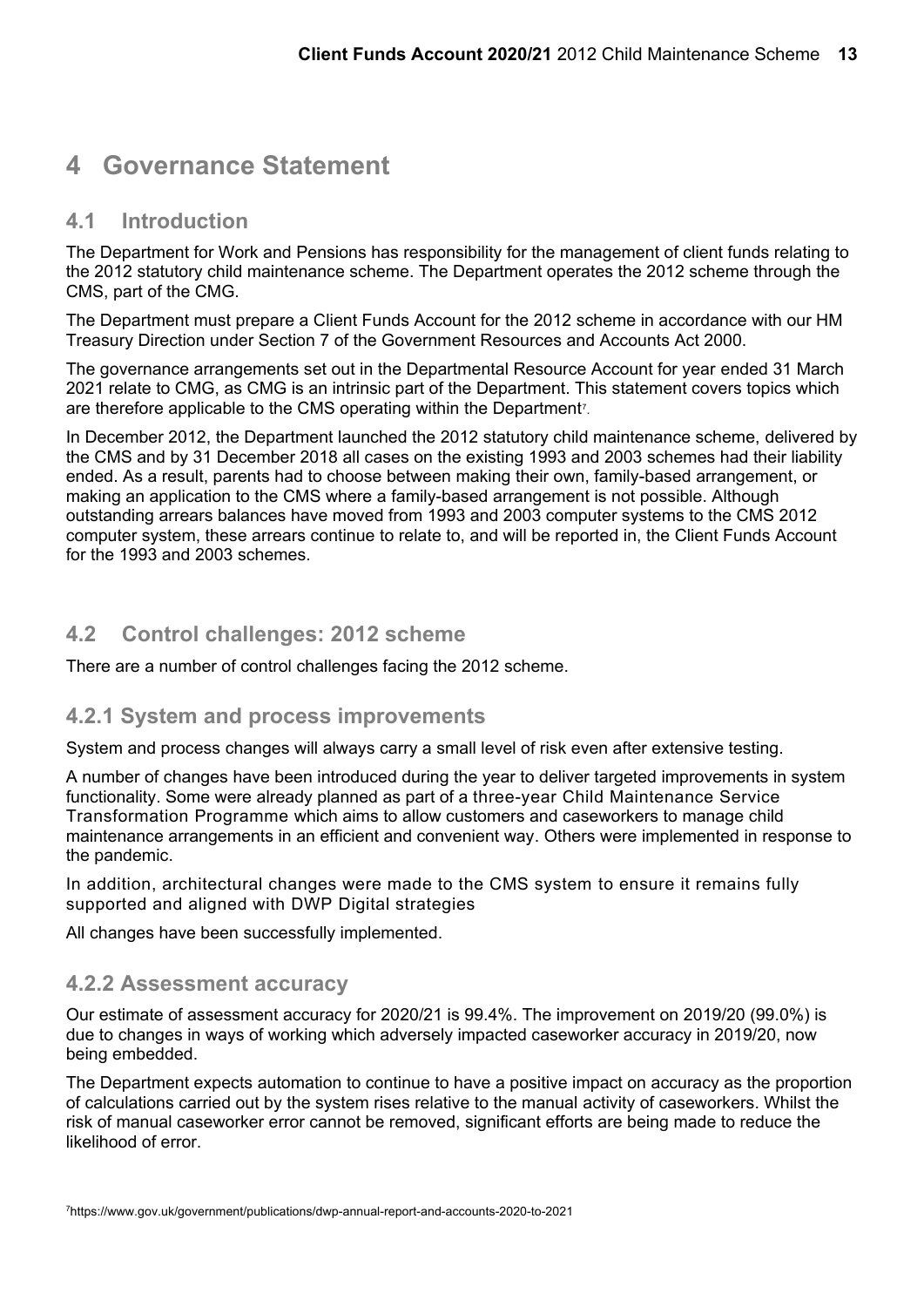# 4 Governance Statement

## 4.1 Introduction

The Department for Work and Pensions has responsibility for the management of client funds relating to the 2012 statutory child maintenance scheme. The Department operates the 2012 scheme through the CMS, part of the CMG.

The Department must prepare a Client Funds Account for the 2012 scheme in accordance with our HM Treasury Direction under Section 7 of the Government Resources and Accounts Act 2000.

The governance arrangements set out in the Departmental Resource Account for year ended 31 March 2021 relate to CMG, as CMG is an intrinsic part of the Department. This statement covers topics which are therefore applicable to the CMS operating within the Department[7].

In December 2012, the Department launched the 2012 statutory child maintenance scheme, delivered by the CMS and by 31 December 2018 all cases on the existing 1993 and 2003 schemes had their liability ended. As a result, parents had to choose between making their own, family-based arrangement, or making an application to the CMS where a family-based arrangement is not possible. Although outstanding arrears balances have moved from 1993 and 2003 computer systems to the CMS 2012 computer system, these arrears continue to relate to, and will be reported in, the Client Funds Account for the 1993 and 2003 schemes.

## 4.2 Control challenges: 2012 scheme

There are a number of control challenges facing the 2012 scheme.

### 4.2.1 System and process improvements

System and process changes will always carry a small level of risk even after extensive testing.

A number of changes have been introduced during the year to deliver targeted improvements in system functionality. Some were already planned as part of a three-year Child Maintenance Service Transformation Programme which aims to allow customers and caseworkers to manage child maintenance arrangements in an efficient and convenient way. Others were implemented in response to the pandemic.

In addition, architectural changes were made to the CMS system to ensure it remains fully supported and aligned with DWP Digital strategies

All changes have been successfully implemented.

### 4.2.2 Assessment accuracy

Our estimate of assessment accuracy for 2020/21 is 99.4%. The improvement on 2019/20 (99.0%) is due to changes in ways of working which adversely impacted caseworker accuracy in 2019/20, now being embedded.

The Department expects automation to continue to have a positive impact on accuracy as the proportion of calculations carried out by the system rises relative to the manual activity of caseworkers. Whilst the risk of manual caseworker error cannot be removed, significant efforts are being made to reduce the likelihood of error.

[7] https://www.gov.uk/government/publications/dwp-annual-report-and-accounts-2020-to-2021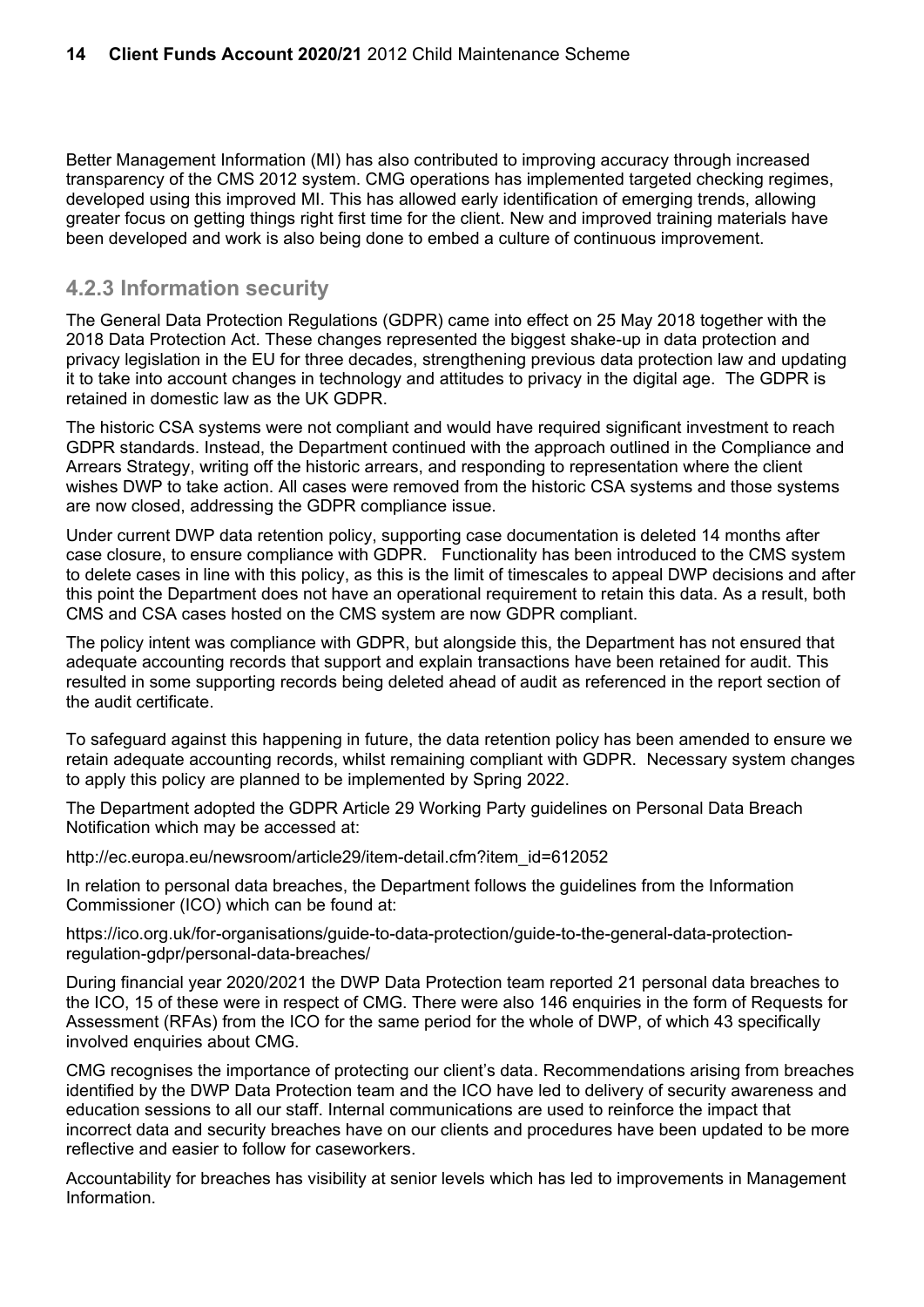Better Management Information (MI) has also contributed to improving accuracy through increased transparency of the CMS 2012 system. CMG operations has implemented targeted checking regimes, developed using this improved MI. This has allowed early identification of emerging trends, allowing greater focus on getting things right first time for the client. New and improved training materials have been developed and work is also being done to embed a culture of continuous improvement.

### 4.2.3 Information security

The General Data Protection Regulations (GDPR) came into effect on 25 May 2018 together with the 2018 Data Protection Act. These changes represented the biggest shake-up in data protection and privacy legislation in the EU for three decades, strengthening previous data protection law and updating it to take into account changes in technology and attitudes to privacy in the digital age. The GDPR is retained in domestic law as the UK GDPR.

The historic CSA systems were not compliant and would have required significant investment to reach GDPR standards. Instead, the Department continued with the approach outlined in the Compliance and Arrears Strategy, writing off the historic arrears, and responding to representation where the client wishes DWP to take action. All cases were removed from the historic CSA systems and those systems are now closed, addressing the GDPR compliance issue.

Under current DWP data retention policy, supporting case documentation is deleted 14 months after case closure, to ensure compliance with GDPR. Functionality has been introduced to the CMS system to delete cases in line with this policy, as this is the limit of timescales to appeal DWP decisions and after this point the Department does not have an operational requirement to retain this data. As a result, both CMS and CSA cases hosted on the CMS system are now GDPR compliant.

The policy intent was compliance with GDPR, but alongside this, the Department has not ensured that adequate accounting records that support and explain transactions have been retained for audit. This resulted in some supporting records being deleted ahead of audit as referenced in the report section of the audit certificate.

To safeguard against this happening in future, the data retention policy has been amended to ensure we retain adequate accounting records, whilst remaining compliant with GDPR. Necessary system changes to apply this policy are planned to be implemented by Spring 2022.

The Department adopted the GDPR Article 29 Working Party guidelines on Personal Data Breach Notification which may be accessed at:

http://ec.europa.eu/newsroom/article29/item-detail.cfm?item_id=612052

In relation to personal data breaches, the Department follows the guidelines from the Information Commissioner (ICO) which can be found at:

https://ico.org.uk/for-organisations/guide-to-data-protection/guide-to-the-general-data-protection-regulation-gdpr/personal-data-breaches/

During financial year 2020/2021 the DWP Data Protection team reported 21 personal data breaches to the ICO, 15 of these were in respect of CMG. There were also 146 enquiries in the form of Requests for Assessment (RFAs) from the ICO for the same period for the whole of DWP, of which 43 specifically involved enquiries about CMG.

CMG recognises the importance of protecting our client's data. Recommendations arising from breaches identified by the DWP Data Protection team and the ICO have led to delivery of security awareness and education sessions to all our staff. Internal communications are used to reinforce the impact that incorrect data and security breaches have on our clients and procedures have been updated to be more reflective and easier to follow for caseworkers.

Accountability for breaches has visibility at senior levels which has led to improvements in Management Information.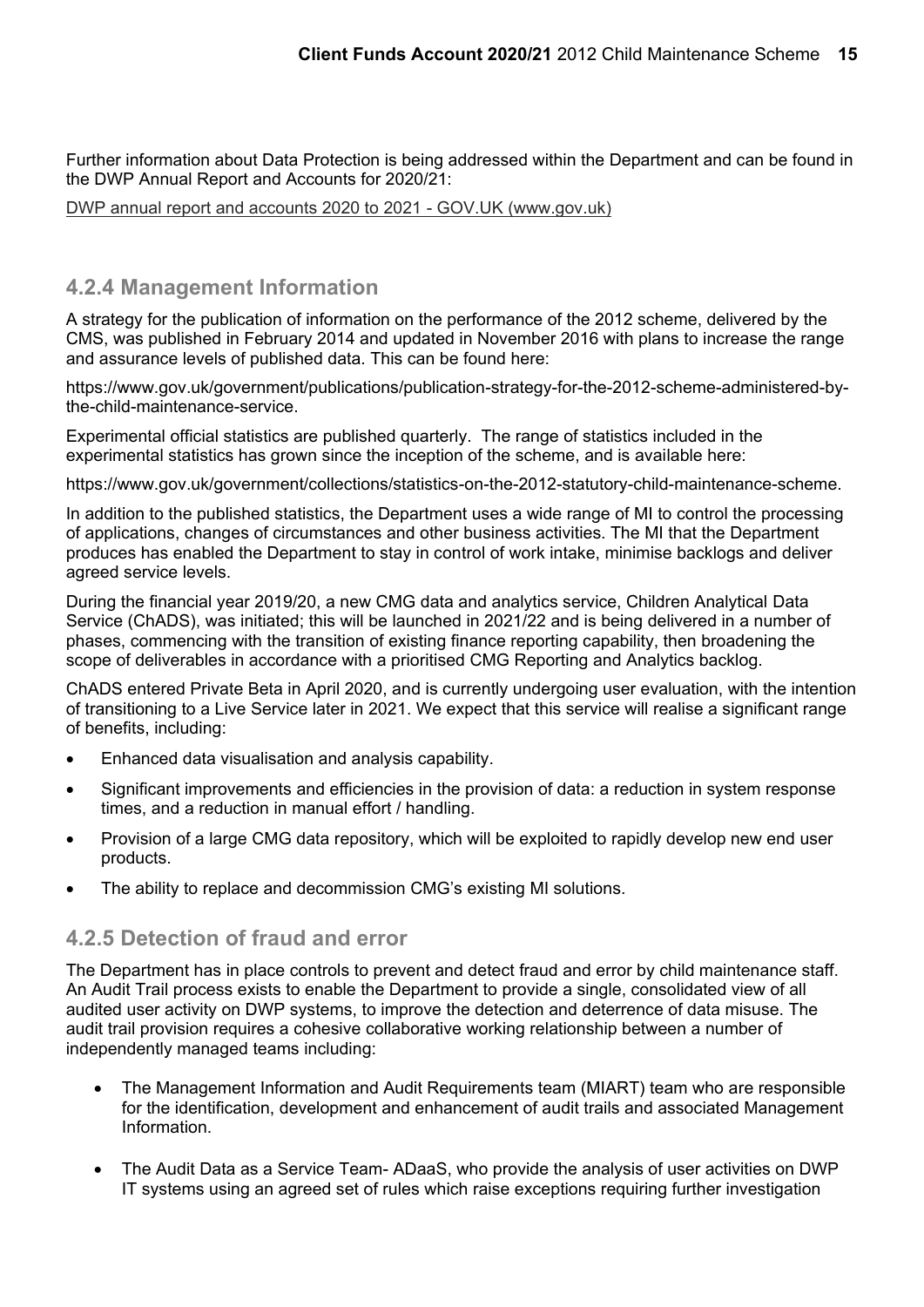Further information about Data Protection is being addressed within the Department and can be found in the DWP Annual Report and Accounts for 2020/21:

DWP annual report and accounts 2020 to 2021 - GOV.UK (www.gov.uk)

### 4.2.4 Management Information

A strategy for the publication of information on the performance of the 2012 scheme, delivered by the CMS, was published in February 2014 and updated in November 2016 with plans to increase the range and assurance levels of published data. This can be found here:

https://www.gov.uk/government/publications/publication-strategy-for-the-2012-scheme-administered-by-the-child-maintenance-service.

Experimental official statistics are published quarterly. The range of statistics included in the experimental statistics has grown since the inception of the scheme, and is available here:

https://www.gov.uk/government/collections/statistics-on-the-2012-statutory-child-maintenance-scheme.

In addition to the published statistics, the Department uses a wide range of MI to control the processing of applications, changes of circumstances and other business activities. The MI that the Department produces has enabled the Department to stay in control of work intake, minimise backlogs and deliver agreed service levels.

During the financial year 2019/20, a new CMG data and analytics service, Children Analytical Data Service (ChADS), was initiated; this will be launched in 2021/22 and is being delivered in a number of phases, commencing with the transition of existing finance reporting capability, then broadening the scope of deliverables in accordance with a prioritised CMG Reporting and Analytics backlog.

ChADS entered Private Beta in April 2020, and is currently undergoing user evaluation, with the intention of transitioning to a Live Service later in 2021. We expect that this service will realise a significant range of benefits, including:

- Enhanced data visualisation and analysis capability.
- Significant improvements and efficiencies in the provision of data: a reduction in system response times, and a reduction in manual effort / handling.
- Provision of a large CMG data repository, which will be exploited to rapidly develop new end user products.
- The ability to replace and decommission CMG's existing MI solutions.

### 4.2.5 Detection of fraud and error

The Department has in place controls to prevent and detect fraud and error by child maintenance staff. An Audit Trail process exists to enable the Department to provide a single, consolidated view of all audited user activity on DWP systems, to improve the detection and deterrence of data misuse. The audit trail provision requires a cohesive collaborative working relationship between a number of independently managed teams including:

- The Management Information and Audit Requirements team (MIART) team who are responsible for the identification, development and enhancement of audit trails and associated Management Information.
- The Audit Data as a Service Team- ADaaS, who provide the analysis of user activities on DWP IT systems using an agreed set of rules which raise exceptions requiring further investigation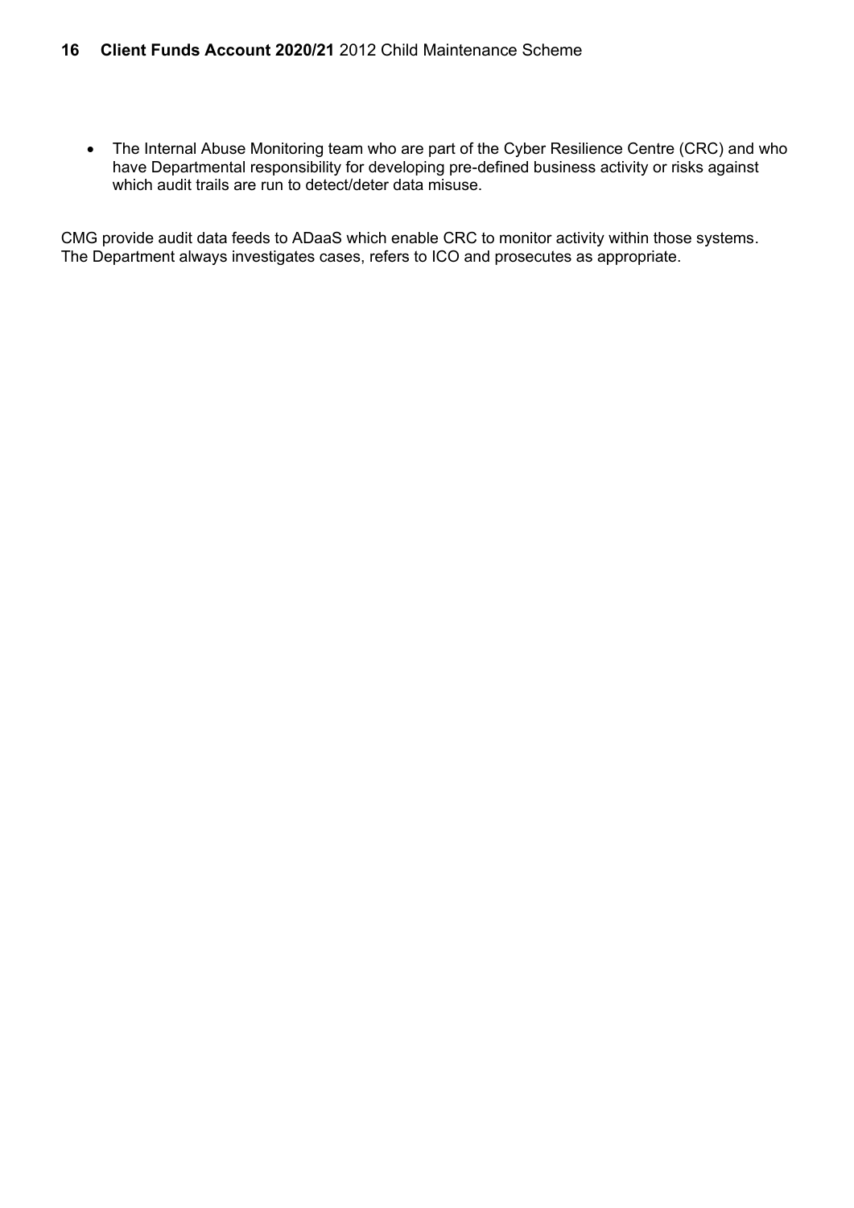- The Internal Abuse Monitoring team who are part of the Cyber Resilience Centre (CRC) and who have Departmental responsibility for developing pre-defined business activity or risks against which audit trails are run to detect/deter data misuse.

CMG provide audit data feeds to ADaaS which enable CRC to monitor activity within those systems. The Department always investigates cases, refers to ICO and prosecutes as appropriate.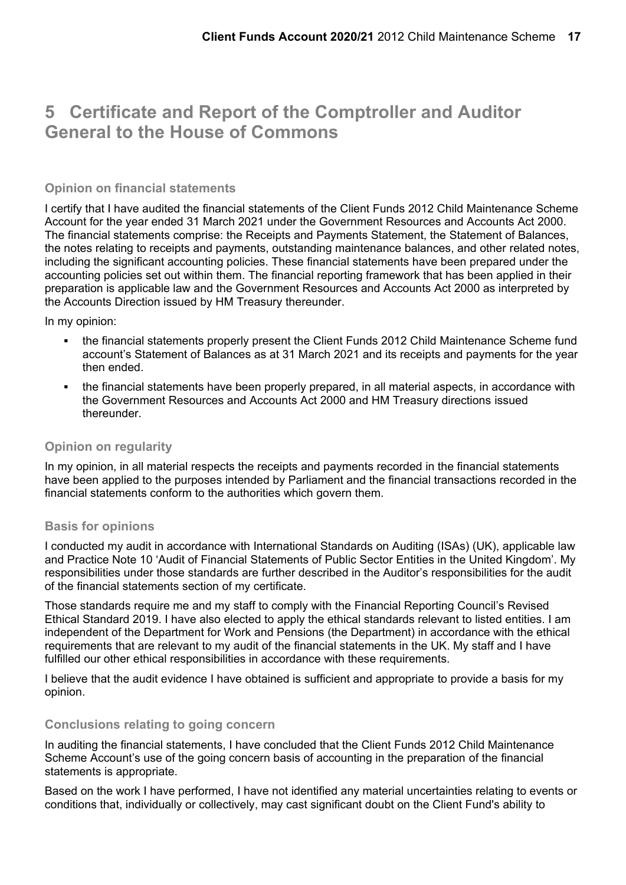# 5 Certificate and Report of the Comptroller and Auditor General to the House of Commons

### Opinion on financial statements

I certify that I have audited the financial statements of the Client Funds 2012 Child Maintenance Scheme Account for the year ended 31 March 2021 under the Government Resources and Accounts Act 2000. The financial statements comprise: the Receipts and Payments Statement, the Statement of Balances, the notes relating to receipts and payments, outstanding maintenance balances, and other related notes, including the significant accounting policies. These financial statements have been prepared under the accounting policies set out within them. The financial reporting framework that has been applied in their preparation is applicable law and the Government Resources and Accounts Act 2000 as interpreted by the Accounts Direction issued by HM Treasury thereunder.

In my opinion:

- the financial statements properly present the Client Funds 2012 Child Maintenance Scheme fund account's Statement of Balances as at 31 March 2021 and its receipts and payments for the year then ended.
- the financial statements have been properly prepared, in all material aspects, in accordance with the Government Resources and Accounts Act 2000 and HM Treasury directions issued thereunder.

### Opinion on regularity

In my opinion, in all material respects the receipts and payments recorded in the financial statements have been applied to the purposes intended by Parliament and the financial transactions recorded in the financial statements conform to the authorities which govern them.

### Basis for opinions

I conducted my audit in accordance with International Standards on Auditing (ISAs) (UK), applicable law and Practice Note 10 'Audit of Financial Statements of Public Sector Entities in the United Kingdom'. My responsibilities under those standards are further described in the Auditor's responsibilities for the audit of the financial statements section of my certificate.

Those standards require me and my staff to comply with the Financial Reporting Council's Revised Ethical Standard 2019. I have also elected to apply the ethical standards relevant to listed entities. I am independent of the Department for Work and Pensions (the Department) in accordance with the ethical requirements that are relevant to my audit of the financial statements in the UK. My staff and I have fulfilled our other ethical responsibilities in accordance with these requirements.

I believe that the audit evidence I have obtained is sufficient and appropriate to provide a basis for my opinion.

### Conclusions relating to going concern

In auditing the financial statements, I have concluded that the Client Funds 2012 Child Maintenance Scheme Account's use of the going concern basis of accounting in the preparation of the financial statements is appropriate.

Based on the work I have performed, I have not identified any material uncertainties relating to events or conditions that, individually or collectively, may cast significant doubt on the Client Fund's ability to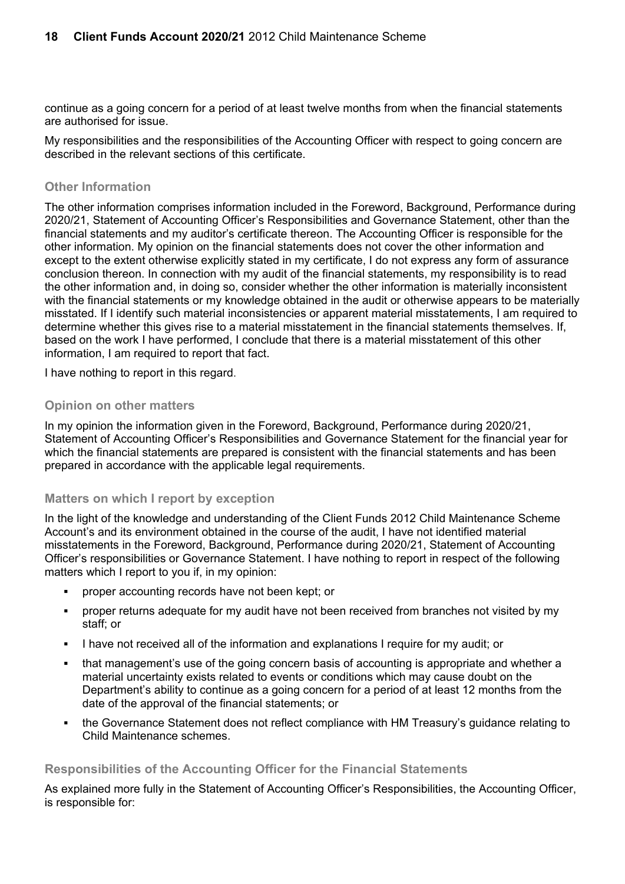continue as a going concern for a period of at least twelve months from when the financial statements are authorised for issue.

My responsibilities and the responsibilities of the Accounting Officer with respect to going concern are described in the relevant sections of this certificate.

### Other Information

The other information comprises information included in the Foreword, Background, Performance during 2020/21, Statement of Accounting Officer's Responsibilities and Governance Statement, other than the financial statements and my auditor's certificate thereon. The Accounting Officer is responsible for the other information. My opinion on the financial statements does not cover the other information and except to the extent otherwise explicitly stated in my certificate, I do not express any form of assurance conclusion thereon. In connection with my audit of the financial statements, my responsibility is to read the other information and, in doing so, consider whether the other information is materially inconsistent with the financial statements or my knowledge obtained in the audit or otherwise appears to be materially misstated. If I identify such material inconsistencies or apparent material misstatements, I am required to determine whether this gives rise to a material misstatement in the financial statements themselves. If, based on the work I have performed, I conclude that there is a material misstatement of this other information, I am required to report that fact.

I have nothing to report in this regard.

### Opinion on other matters

In my opinion the information given in the Foreword, Background, Performance during 2020/21, Statement of Accounting Officer's Responsibilities and Governance Statement for the financial year for which the financial statements are prepared is consistent with the financial statements and has been prepared in accordance with the applicable legal requirements.

### Matters on which I report by exception

In the light of the knowledge and understanding of the Client Funds 2012 Child Maintenance Scheme Account's and its environment obtained in the course of the audit, I have not identified material misstatements in the Foreword, Background, Performance during 2020/21, Statement of Accounting Officer's responsibilities or Governance Statement. I have nothing to report in respect of the following matters which I report to you if, in my opinion:

- proper accounting records have not been kept; or
- proper returns adequate for my audit have not been received from branches not visited by my staff; or
- I have not received all of the information and explanations I require for my audit; or
- that management's use of the going concern basis of accounting is appropriate and whether a material uncertainty exists related to events or conditions which may cause doubt on the Department's ability to continue as a going concern for a period of at least 12 months from the date of the approval of the financial statements; or
- the Governance Statement does not reflect compliance with HM Treasury's guidance relating to Child Maintenance schemes.

### Responsibilities of the Accounting Officer for the Financial Statements

As explained more fully in the Statement of Accounting Officer's Responsibilities, the Accounting Officer, is responsible for: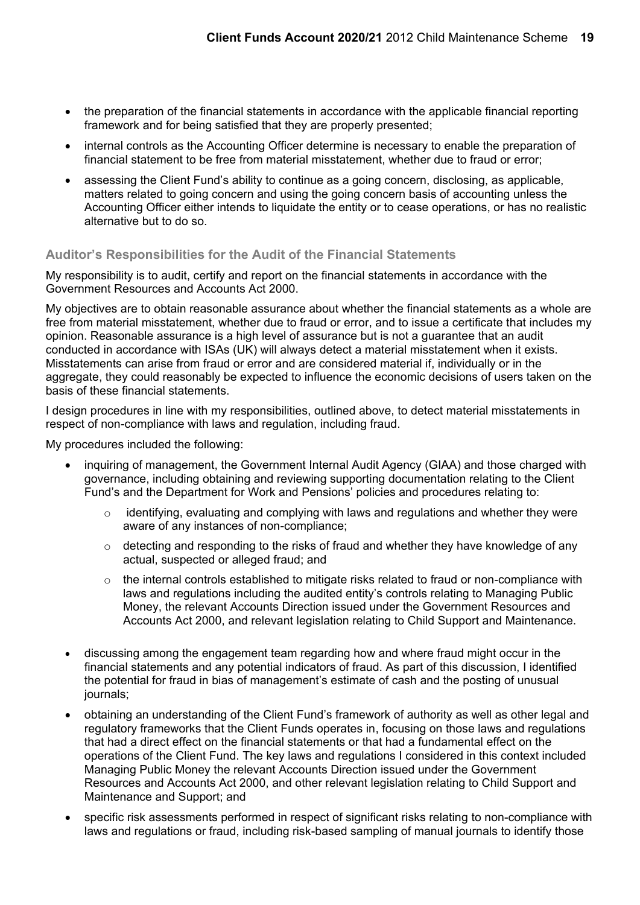- the preparation of the financial statements in accordance with the applicable financial reporting framework and for being satisfied that they are properly presented;
- internal controls as the Accounting Officer determine is necessary to enable the preparation of financial statement to be free from material misstatement, whether due to fraud or error;
- assessing the Client Fund's ability to continue as a going concern, disclosing, as applicable, matters related to going concern and using the going concern basis of accounting unless the Accounting Officer either intends to liquidate the entity or to cease operations, or has no realistic alternative but to do so.

### Auditor's Responsibilities for the Audit of the Financial Statements

My responsibility is to audit, certify and report on the financial statements in accordance with the Government Resources and Accounts Act 2000.

My objectives are to obtain reasonable assurance about whether the financial statements as a whole are free from material misstatement, whether due to fraud or error, and to issue a certificate that includes my opinion. Reasonable assurance is a high level of assurance but is not a guarantee that an audit conducted in accordance with ISAs (UK) will always detect a material misstatement when it exists. Misstatements can arise from fraud or error and are considered material if, individually or in the aggregate, they could reasonably be expected to influence the economic decisions of users taken on the basis of these financial statements.

I design procedures in line with my responsibilities, outlined above, to detect material misstatements in respect of non-compliance with laws and regulation, including fraud.

My procedures included the following:

- inquiring of management, the Government Internal Audit Agency (GIAA) and those charged with governance, including obtaining and reviewing supporting documentation relating to the Client Fund's and the Department for Work and Pensions' policies and procedures relating to:
  - identifying, evaluating and complying with laws and regulations and whether they were aware of any instances of non-compliance;
  - detecting and responding to the risks of fraud and whether they have knowledge of any actual, suspected or alleged fraud; and
  - the internal controls established to mitigate risks related to fraud or non-compliance with laws and regulations including the audited entity's controls relating to Managing Public Money, the relevant Accounts Direction issued under the Government Resources and Accounts Act 2000, and relevant legislation relating to Child Support and Maintenance.
- discussing among the engagement team regarding how and where fraud might occur in the financial statements and any potential indicators of fraud. As part of this discussion, I identified the potential for fraud in bias of management's estimate of cash and the posting of unusual journals;
- obtaining an understanding of the Client Fund's framework of authority as well as other legal and regulatory frameworks that the Client Funds operates in, focusing on those laws and regulations that had a direct effect on the financial statements or that had a fundamental effect on the operations of the Client Fund. The key laws and regulations I considered in this context included Managing Public Money the relevant Accounts Direction issued under the Government Resources and Accounts Act 2000, and other relevant legislation relating to Child Support and Maintenance and Support; and
- specific risk assessments performed in respect of significant risks relating to non-compliance with laws and regulations or fraud, including risk-based sampling of manual journals to identify those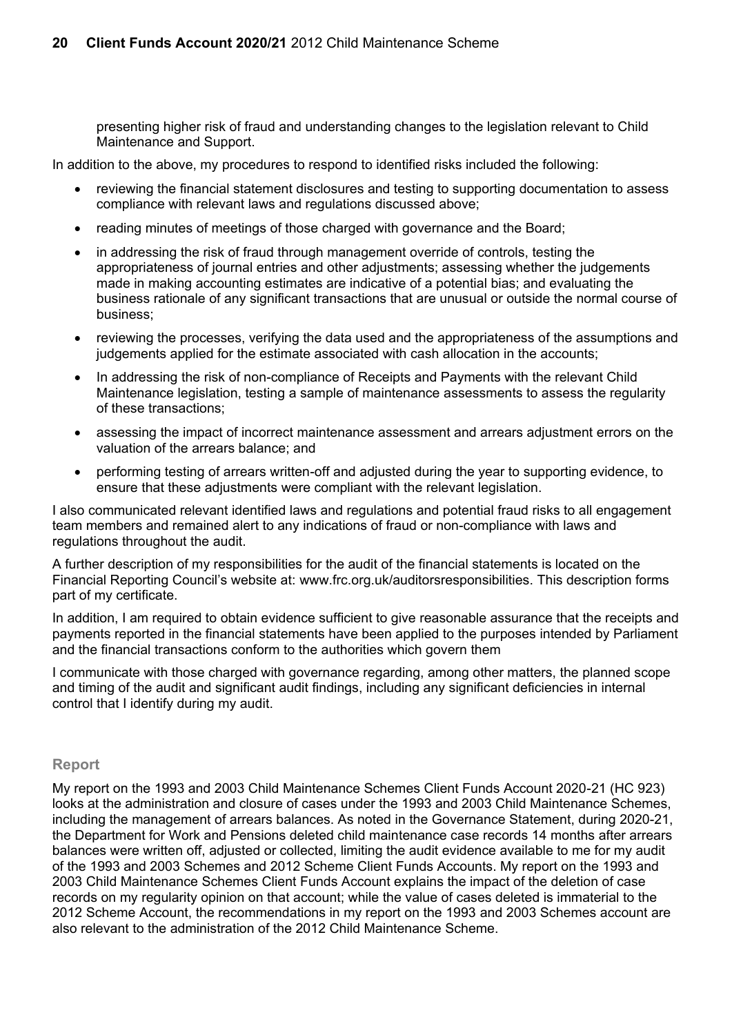presenting higher risk of fraud and understanding changes to the legislation relevant to Child Maintenance and Support.

In addition to the above, my procedures to respond to identified risks included the following:

- reviewing the financial statement disclosures and testing to supporting documentation to assess compliance with relevant laws and regulations discussed above;
- reading minutes of meetings of those charged with governance and the Board;
- in addressing the risk of fraud through management override of controls, testing the appropriateness of journal entries and other adjustments; assessing whether the judgements made in making accounting estimates are indicative of a potential bias; and evaluating the business rationale of any significant transactions that are unusual or outside the normal course of business;
- reviewing the processes, verifying the data used and the appropriateness of the assumptions and judgements applied for the estimate associated with cash allocation in the accounts;
- In addressing the risk of non-compliance of Receipts and Payments with the relevant Child Maintenance legislation, testing a sample of maintenance assessments to assess the regularity of these transactions;
- assessing the impact of incorrect maintenance assessment and arrears adjustment errors on the valuation of the arrears balance; and
- performing testing of arrears written-off and adjusted during the year to supporting evidence, to ensure that these adjustments were compliant with the relevant legislation.

I also communicated relevant identified laws and regulations and potential fraud risks to all engagement team members and remained alert to any indications of fraud or non-compliance with laws and regulations throughout the audit.

A further description of my responsibilities for the audit of the financial statements is located on the Financial Reporting Council's website at: www.frc.org.uk/auditorsresponsibilities. This description forms part of my certificate.

In addition, I am required to obtain evidence sufficient to give reasonable assurance that the receipts and payments reported in the financial statements have been applied to the purposes intended by Parliament and the financial transactions conform to the authorities which govern them

I communicate with those charged with governance regarding, among other matters, the planned scope and timing of the audit and significant audit findings, including any significant deficiencies in internal control that I identify during my audit.

## Report

My report on the 1993 and 2003 Child Maintenance Schemes Client Funds Account 2020-21 (HC 923) looks at the administration and closure of cases under the 1993 and 2003 Child Maintenance Schemes, including the management of arrears balances. As noted in the Governance Statement, during 2020-21, the Department for Work and Pensions deleted child maintenance case records 14 months after arrears balances were written off, adjusted or collected, limiting the audit evidence available to me for my audit of the 1993 and 2003 Schemes and 2012 Scheme Client Funds Accounts. My report on the 1993 and 2003 Child Maintenance Schemes Client Funds Account explains the impact of the deletion of case records on my regularity opinion on that account; while the value of cases deleted is immaterial to the 2012 Scheme Account, the recommendations in my report on the 1993 and 2003 Schemes account are also relevant to the administration of the 2012 Child Maintenance Scheme.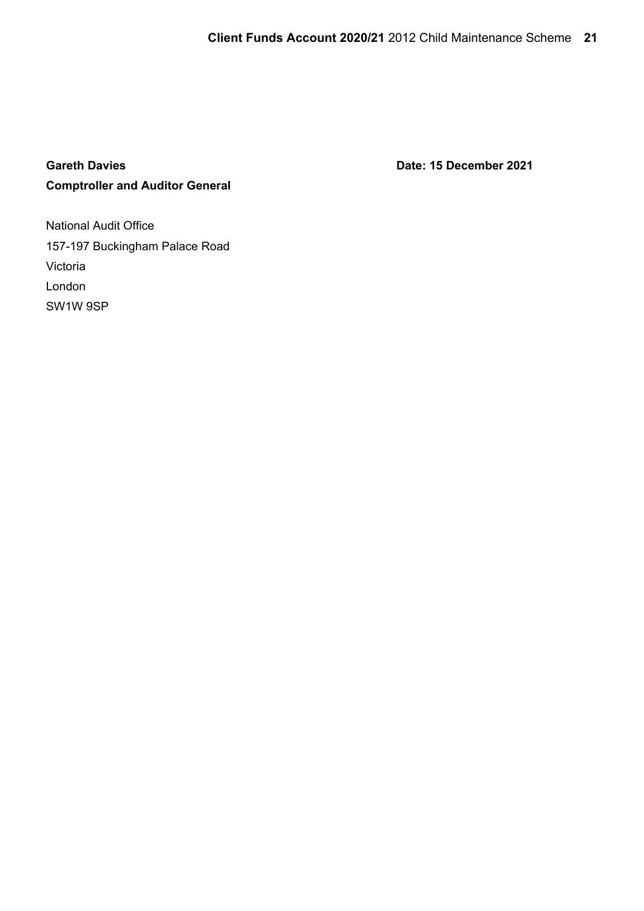**Gareth Davies** **Date: 15 December 2021**

**Comptroller and Auditor General**

National Audit Office

157-197 Buckingham Palace Road

Victoria

London

SW1W 9SP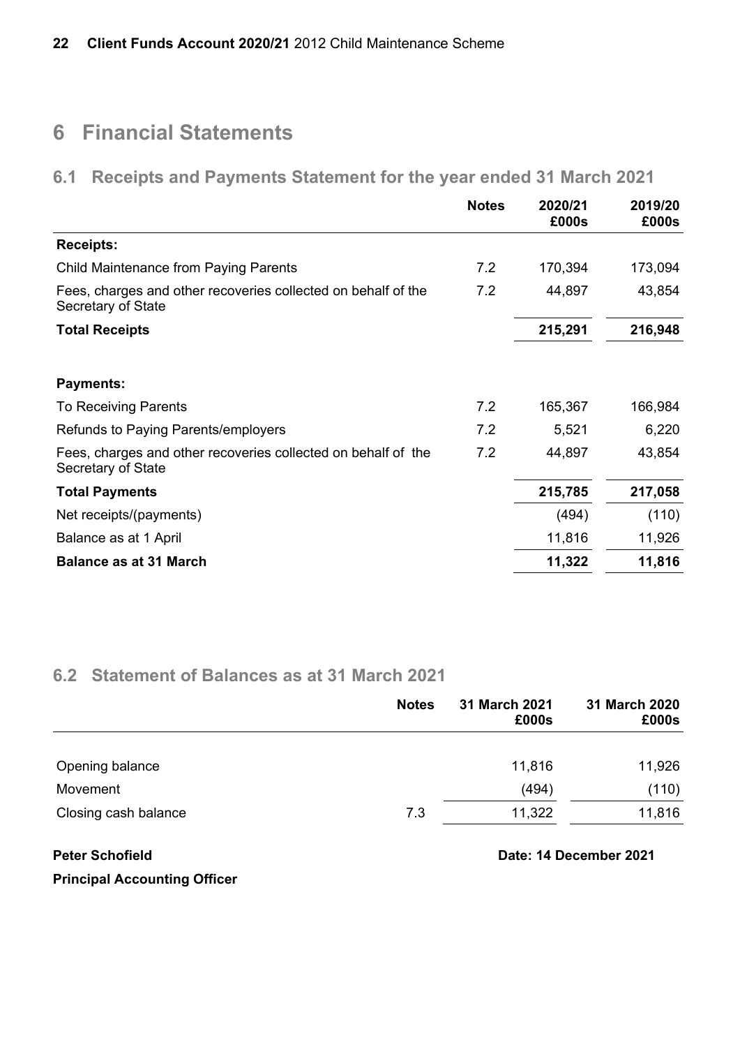# 6 Financial Statements

## 6.1 Receipts and Payments Statement for the year ended 31 March 2021

| | Notes | 2020/21 £000s | 2019/20 £000s |
|---|---|---|---|
| **Receipts:** | | | |
| Child Maintenance from Paying Parents | 7.2 | 170,394 | 173,094 |
| Fees, charges and other recoveries collected on behalf of the Secretary of State | 7.2 | 44,897 | 43,854 |
| **Total Receipts** | | **215,291** | **216,948** |
| | | | |
| **Payments:** | | | |
| To Receiving Parents | 7.2 | 165,367 | 166,984 |
| Refunds to Paying Parents/employers | 7.2 | 5,521 | 6,220 |
| Fees, charges and other recoveries collected on behalf of the Secretary of State | 7.2 | 44,897 | 43,854 |
| **Total Payments** | | **215,785** | **217,058** |
| Net receipts/(payments) | | (494) | (110) |
| Balance as at 1 April | | 11,816 | 11,926 |
| **Balance as at 31 March** | | **11,322** | **11,816** |

## 6.2 Statement of Balances as at 31 March 2021

| | Notes | 31 March 2021 £000s | 31 March 2020 £000s |
|---|---|---|---|
| Opening balance | | 11,816 | 11,926 |
| Movement | | (494) | (110) |
| Closing cash balance | 7.3 | 11,322 | 11,816 |

**Peter Schofield**

**Principal Accounting Officer**

**Date: 14 December 2021**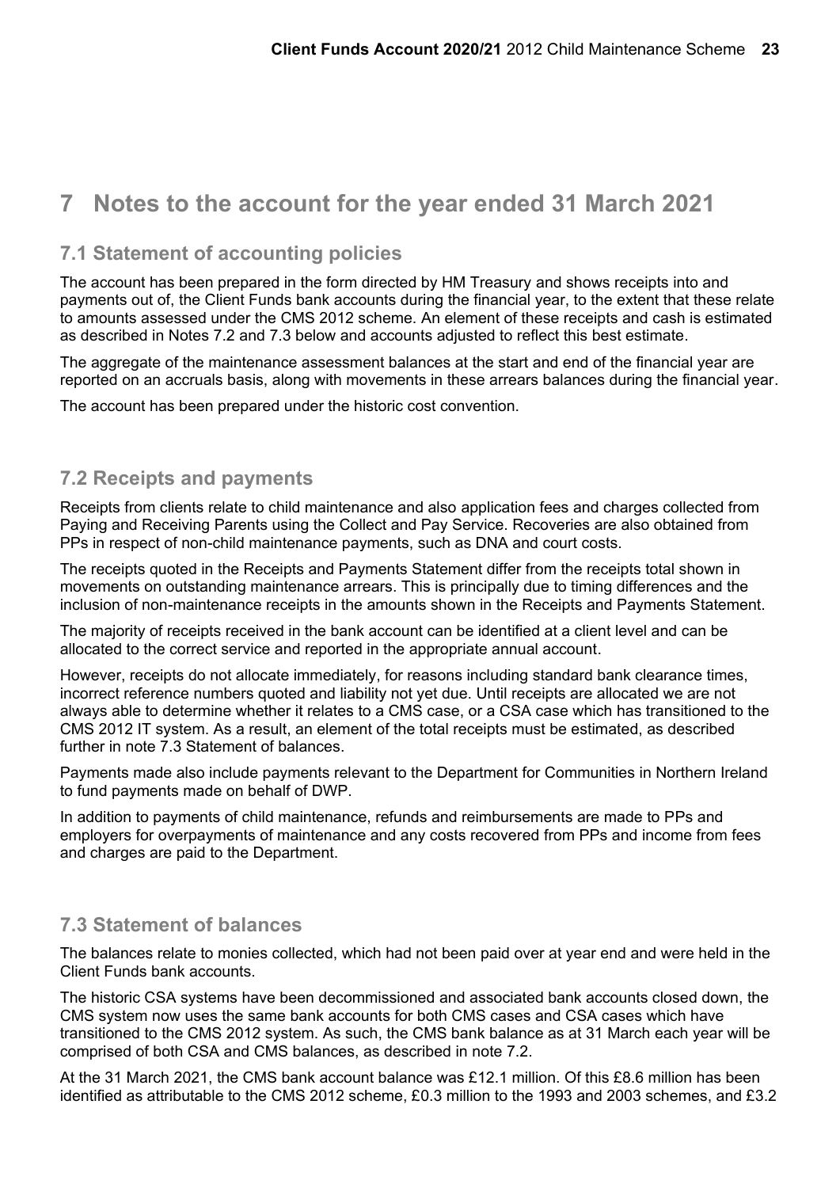# 7 Notes to the account for the year ended 31 March 2021

## 7.1 Statement of accounting policies

The account has been prepared in the form directed by HM Treasury and shows receipts into and payments out of, the Client Funds bank accounts during the financial year, to the extent that these relate to amounts assessed under the CMS 2012 scheme. An element of these receipts and cash is estimated as described in Notes 7.2 and 7.3 below and accounts adjusted to reflect this best estimate.

The aggregate of the maintenance assessment balances at the start and end of the financial year are reported on an accruals basis, along with movements in these arrears balances during the financial year.

The account has been prepared under the historic cost convention.

## 7.2 Receipts and payments

Receipts from clients relate to child maintenance and also application fees and charges collected from Paying and Receiving Parents using the Collect and Pay Service. Recoveries are also obtained from PPs in respect of non-child maintenance payments, such as DNA and court costs.

The receipts quoted in the Receipts and Payments Statement differ from the receipts total shown in movements on outstanding maintenance arrears. This is principally due to timing differences and the inclusion of non-maintenance receipts in the amounts shown in the Receipts and Payments Statement.

The majority of receipts received in the bank account can be identified at a client level and can be allocated to the correct service and reported in the appropriate annual account.

However, receipts do not allocate immediately, for reasons including standard bank clearance times, incorrect reference numbers quoted and liability not yet due. Until receipts are allocated we are not always able to determine whether it relates to a CMS case, or a CSA case which has transitioned to the CMS 2012 IT system. As a result, an element of the total receipts must be estimated, as described further in note 7.3 Statement of balances.

Payments made also include payments relevant to the Department for Communities in Northern Ireland to fund payments made on behalf of DWP.

In addition to payments of child maintenance, refunds and reimbursements are made to PPs and employers for overpayments of maintenance and any costs recovered from PPs and income from fees and charges are paid to the Department.

## 7.3 Statement of balances

The balances relate to monies collected, which had not been paid over at year end and were held in the Client Funds bank accounts.

The historic CSA systems have been decommissioned and associated bank accounts closed down, the CMS system now uses the same bank accounts for both CMS cases and CSA cases which have transitioned to the CMS 2012 system. As such, the CMS bank balance as at 31 March each year will be comprised of both CSA and CMS balances, as described in note 7.2.

At the 31 March 2021, the CMS bank account balance was £12.1 million. Of this £8.6 million has been identified as attributable to the CMS 2012 scheme, £0.3 million to the 1993 and 2003 schemes, and £3.2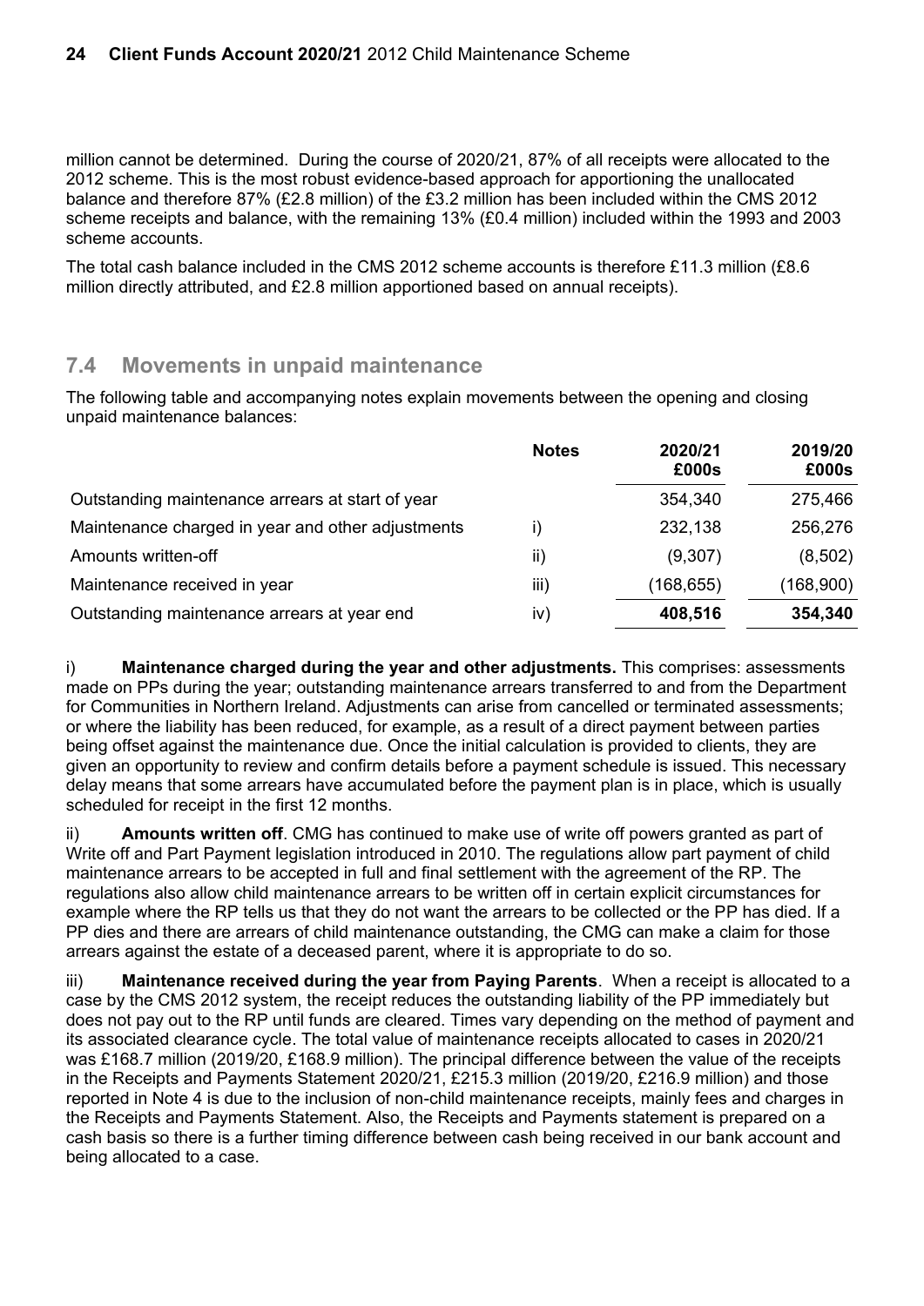million cannot be determined. During the course of 2020/21, 87% of all receipts were allocated to the 2012 scheme. This is the most robust evidence-based approach for apportioning the unallocated balance and therefore 87% (£2.8 million) of the £3.2 million has been included within the CMS 2012 scheme receipts and balance, with the remaining 13% (£0.4 million) included within the 1993 and 2003 scheme accounts.

The total cash balance included in the CMS 2012 scheme accounts is therefore £11.3 million (£8.6 million directly attributed, and £2.8 million apportioned based on annual receipts).

## 7.4 Movements in unpaid maintenance

The following table and accompanying notes explain movements between the opening and closing unpaid maintenance balances:

| | Notes | 2020/21 £000s | 2019/20 £000s |
|---|---|---|---|
| Outstanding maintenance arrears at start of year | | 354,340 | 275,466 |
| Maintenance charged in year and other adjustments | i) | 232,138 | 256,276 |
| Amounts written-off | ii) | (9,307) | (8,502) |
| Maintenance received in year | iii) | (168,655) | (168,900) |
| Outstanding maintenance arrears at year end | iv) | **408,516** | **354,340** |

i) **Maintenance charged during the year and other adjustments.** This comprises: assessments made on PPs during the year; outstanding maintenance arrears transferred to and from the Department for Communities in Northern Ireland. Adjustments can arise from cancelled or terminated assessments; or where the liability has been reduced, for example, as a result of a direct payment between parties being offset against the maintenance due. Once the initial calculation is provided to clients, they are given an opportunity to review and confirm details before a payment schedule is issued. This necessary delay means that some arrears have accumulated before the payment plan is in place, which is usually scheduled for receipt in the first 12 months.

ii) **Amounts written off**. CMG has continued to make use of write off powers granted as part of Write off and Part Payment legislation introduced in 2010. The regulations allow part payment of child maintenance arrears to be accepted in full and final settlement with the agreement of the RP. The regulations also allow child maintenance arrears to be written off in certain explicit circumstances for example where the RP tells us that they do not want the arrears to be collected or the PP has died. If a PP dies and there are arrears of child maintenance outstanding, the CMG can make a claim for those arrears against the estate of a deceased parent, where it is appropriate to do so.

iii) **Maintenance received during the year from Paying Parents**. When a receipt is allocated to a case by the CMS 2012 system, the receipt reduces the outstanding liability of the PP immediately but does not pay out to the RP until funds are cleared. Times vary depending on the method of payment and its associated clearance cycle. The total value of maintenance receipts allocated to cases in 2020/21 was £168.7 million (2019/20, £168.9 million). The principal difference between the value of the receipts in the Receipts and Payments Statement 2020/21, £215.3 million (2019/20, £216.9 million) and those reported in Note 4 is due to the inclusion of non-child maintenance receipts, mainly fees and charges in the Receipts and Payments Statement. Also, the Receipts and Payments statement is prepared on a cash basis so there is a further timing difference between cash being received in our bank account and being allocated to a case.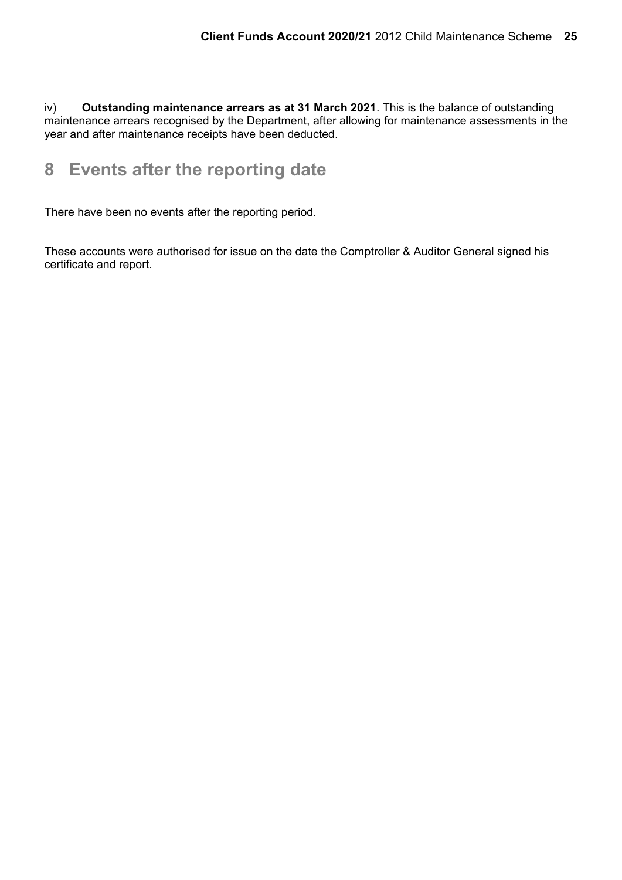iv) **Outstanding maintenance arrears as at 31 March 2021**. This is the balance of outstanding maintenance arrears recognised by the Department, after allowing for maintenance assessments in the year and after maintenance receipts have been deducted.

## 8 Events after the reporting date

There have been no events after the reporting period.

These accounts were authorised for issue on the date the Comptroller & Auditor General signed his certificate and report.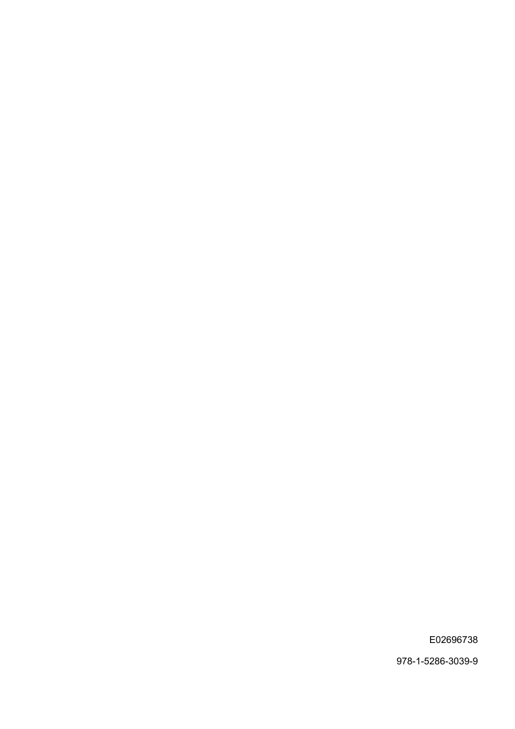E02696738

978-1-5286-3039-9